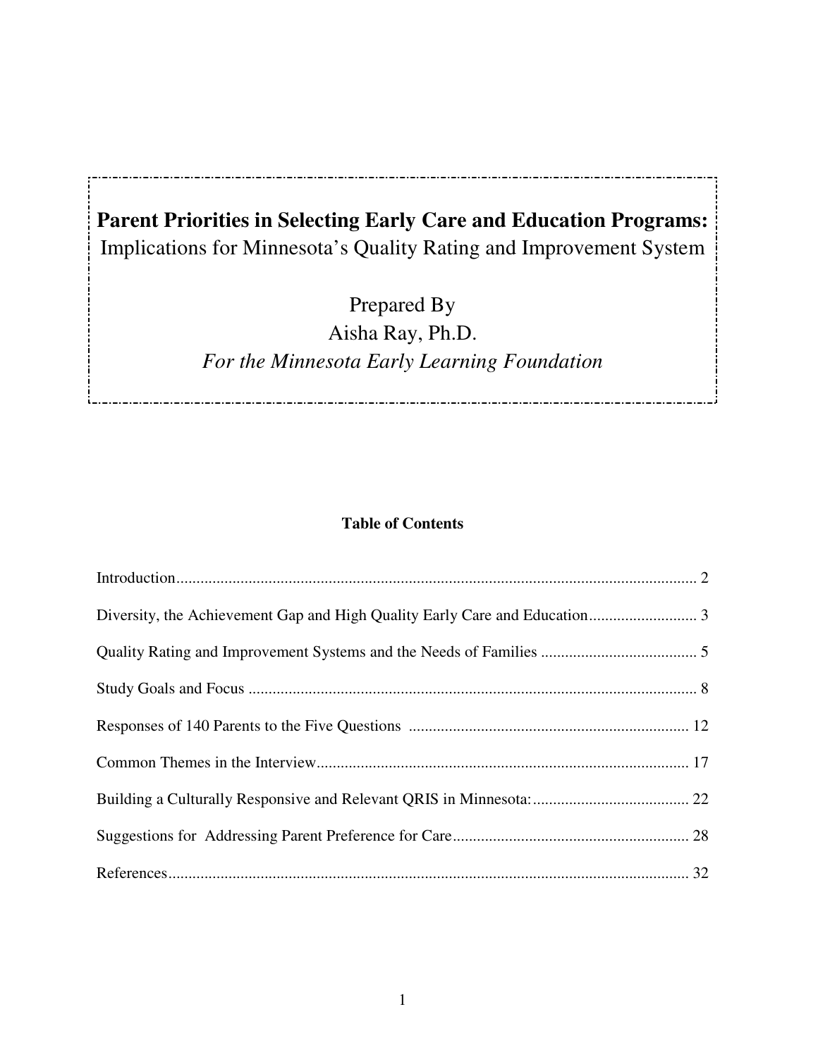# **Parent Priorities in Selecting Early Care and Education Programs:**

Implications for Minnesota's Quality Rating and Improvement System

Prepared By

Aisha Ray, Ph.D.

*For the Minnesota Early Learning Foundation*

**Table of Contents**

Introduction ........................................................................................................................ 2

Diversity, the Achievement Gap and High Quality Early Care and Education ........................... 3

Quality Rating and Improvement Systems and the Needs of Families ....................................... 5

Study Goals and Focus ............................................................................................................... 8

Responses of 140 Parents to the Five Questions ...................................................................... 12

Common Themes in the Interview ............................................................................................ 17

Building a Culturally Responsive and Relevant QRIS in Minnesota: ....................................... 22

Suggestions for Addressing Parent Preference for Care ........................................................... 28

References .................................................................................................................................. 32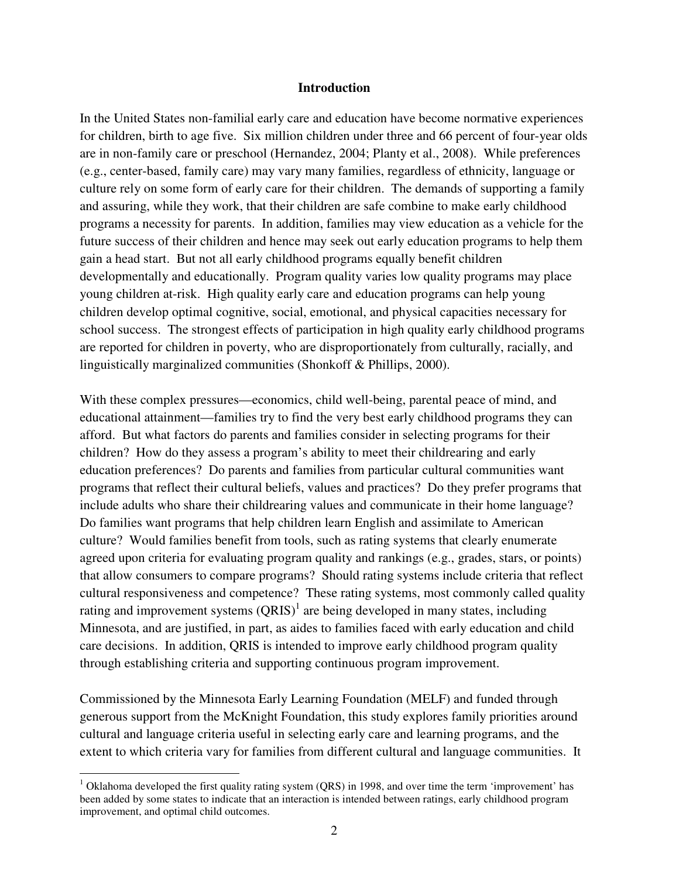## Introduction

In the United States non-familial early care and education have become normative experiences for children, birth to age five. Six million children under three and 66 percent of four-year olds are in non-family care or preschool (Hernandez, 2004; Planty et al., 2008). While preferences (e.g., center-based, family care) may vary many families, regardless of ethnicity, language or culture rely on some form of early care for their children. The demands of supporting a family and assuring, while they work, that their children are safe combine to make early childhood programs a necessity for parents. In addition, families may view education as a vehicle for the future success of their children and hence may seek out early education programs to help them gain a head start. But not all early childhood programs equally benefit children developmentally and educationally. Program quality varies low quality programs may place young children at-risk. High quality early care and education programs can help young children develop optimal cognitive, social, emotional, and physical capacities necessary for school success. The strongest effects of participation in high quality early childhood programs are reported for children in poverty, who are disproportionately from culturally, racially, and linguistically marginalized communities (Shonkoff & Phillips, 2000).

With these complex pressures—economics, child well-being, parental peace of mind, and educational attainment—families try to find the very best early childhood programs they can afford. But what factors do parents and families consider in selecting programs for their children? How do they assess a program's ability to meet their childrearing and early education preferences? Do parents and families from particular cultural communities want programs that reflect their cultural beliefs, values and practices? Do they prefer programs that include adults who share their childrearing values and communicate in their home language? Do families want programs that help children learn English and assimilate to American culture? Would families benefit from tools, such as rating systems that clearly enumerate agreed upon criteria for evaluating program quality and rankings (e.g., grades, stars, or points) that allow consumers to compare programs? Should rating systems include criteria that reflect cultural responsiveness and competence? These rating systems, most commonly called quality rating and improvement systems (QRIS)[1] are being developed in many states, including Minnesota, and are justified, in part, as aides to families faced with early education and child care decisions. In addition, QRIS is intended to improve early childhood program quality through establishing criteria and supporting continuous program improvement.

Commissioned by the Minnesota Early Learning Foundation (MELF) and funded through generous support from the McKnight Foundation, this study explores family priorities around cultural and language criteria useful in selecting early care and learning programs, and the extent to which criteria vary for families from different cultural and language communities. It

[1] Oklahoma developed the first quality rating system (QRS) in 1998, and over time the term 'improvement' has been added by some states to indicate that an interaction is intended between ratings, early childhood program improvement, and optimal child outcomes.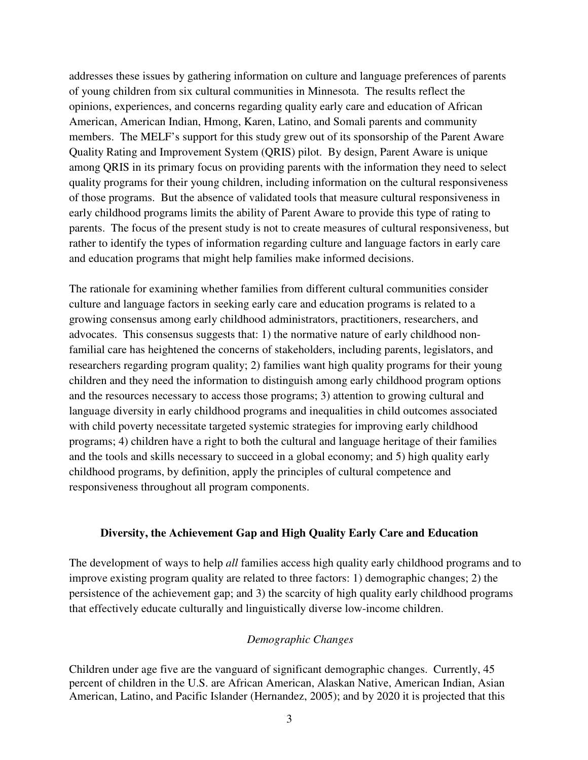addresses these issues by gathering information on culture and language preferences of parents of young children from six cultural communities in Minnesota. The results reflect the opinions, experiences, and concerns regarding quality early care and education of African American, American Indian, Hmong, Karen, Latino, and Somali parents and community members. The MELF's support for this study grew out of its sponsorship of the Parent Aware Quality Rating and Improvement System (QRIS) pilot. By design, Parent Aware is unique among QRIS in its primary focus on providing parents with the information they need to select quality programs for their young children, including information on the cultural responsiveness of those programs. But the absence of validated tools that measure cultural responsiveness in early childhood programs limits the ability of Parent Aware to provide this type of rating to parents. The focus of the present study is not to create measures of cultural responsiveness, but rather to identify the types of information regarding culture and language factors in early care and education programs that might help families make informed decisions.

The rationale for examining whether families from different cultural communities consider culture and language factors in seeking early care and education programs is related to a growing consensus among early childhood administrators, practitioners, researchers, and advocates. This consensus suggests that: 1) the normative nature of early childhood non-familial care has heightened the concerns of stakeholders, including parents, legislators, and researchers regarding program quality; 2) families want high quality programs for their young children and they need the information to distinguish among early childhood program options and the resources necessary to access those programs; 3) attention to growing cultural and language diversity in early childhood programs and inequalities in child outcomes associated with child poverty necessitate targeted systemic strategies for improving early childhood programs; 4) children have a right to both the cultural and language heritage of their families and the tools and skills necessary to succeed in a global economy; and 5) high quality early childhood programs, by definition, apply the principles of cultural competence and responsiveness throughout all program components.

## Diversity, the Achievement Gap and High Quality Early Care and Education

The development of ways to help *all* families access high quality early childhood programs and to improve existing program quality are related to three factors: 1) demographic changes; 2) the persistence of the achievement gap; and 3) the scarcity of high quality early childhood programs that effectively educate culturally and linguistically diverse low-income children.

### *Demographic Changes*

Children under age five are the vanguard of significant demographic changes. Currently, 45 percent of children in the U.S. are African American, Alaskan Native, American Indian, Asian American, Latino, and Pacific Islander (Hernandez, 2005); and by 2020 it is projected that this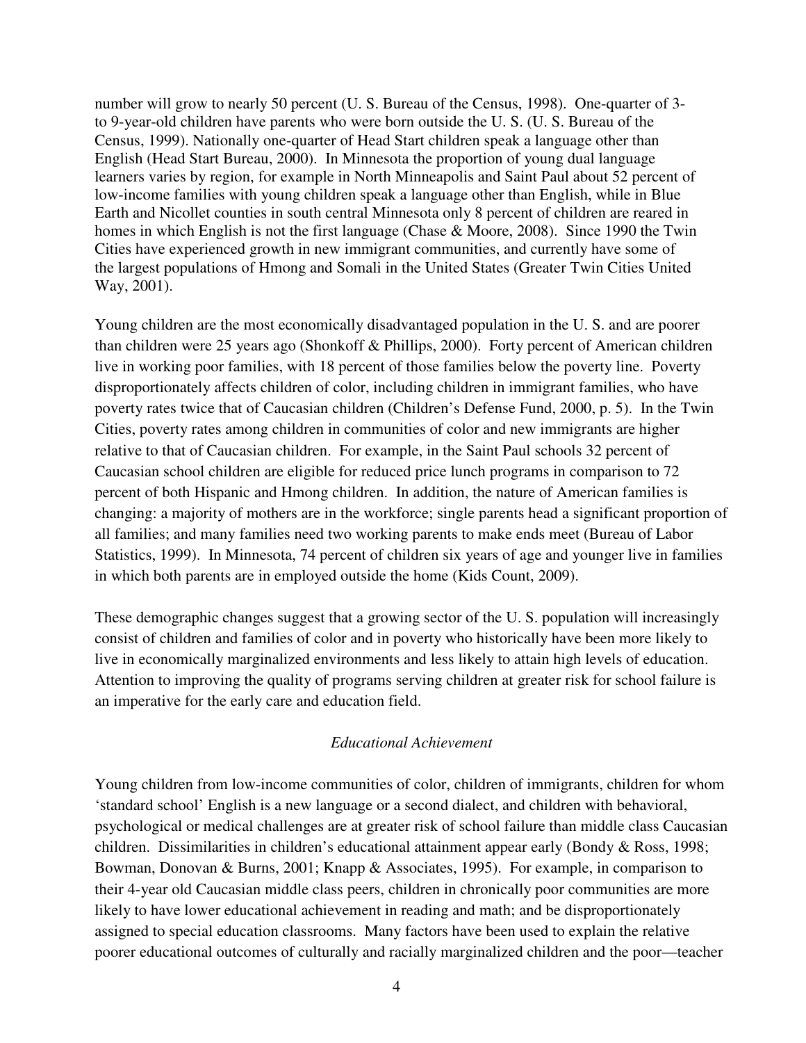number will grow to nearly 50 percent (U. S. Bureau of the Census, 1998). One-quarter of 3- to 9-year-old children have parents who were born outside the U. S. (U. S. Bureau of the Census, 1999). Nationally one-quarter of Head Start children speak a language other than English (Head Start Bureau, 2000). In Minnesota the proportion of young dual language learners varies by region, for example in North Minneapolis and Saint Paul about 52 percent of low-income families with young children speak a language other than English, while in Blue Earth and Nicollet counties in south central Minnesota only 8 percent of children are reared in homes in which English is not the first language (Chase & Moore, 2008). Since 1990 the Twin Cities have experienced growth in new immigrant communities, and currently have some of the largest populations of Hmong and Somali in the United States (Greater Twin Cities United Way, 2001).

Young children are the most economically disadvantaged population in the U. S. and are poorer than children were 25 years ago (Shonkoff & Phillips, 2000). Forty percent of American children live in working poor families, with 18 percent of those families below the poverty line. Poverty disproportionately affects children of color, including children in immigrant families, who have poverty rates twice that of Caucasian children (Children's Defense Fund, 2000, p. 5). In the Twin Cities, poverty rates among children in communities of color and new immigrants are higher relative to that of Caucasian children. For example, in the Saint Paul schools 32 percent of Caucasian school children are eligible for reduced price lunch programs in comparison to 72 percent of both Hispanic and Hmong children. In addition, the nature of American families is changing: a majority of mothers are in the workforce; single parents head a significant proportion of all families; and many families need two working parents to make ends meet (Bureau of Labor Statistics, 1999). In Minnesota, 74 percent of children six years of age and younger live in families in which both parents are in employed outside the home (Kids Count, 2009).

These demographic changes suggest that a growing sector of the U. S. population will increasingly consist of children and families of color and in poverty who historically have been more likely to live in economically marginalized environments and less likely to attain high levels of education. Attention to improving the quality of programs serving children at greater risk for school failure is an imperative for the early care and education field.

### *Educational Achievement*

Young children from low-income communities of color, children of immigrants, children for whom 'standard school' English is a new language or a second dialect, and children with behavioral, psychological or medical challenges are at greater risk of school failure than middle class Caucasian children. Dissimilarities in children's educational attainment appear early (Bondy & Ross, 1998; Bowman, Donovan & Burns, 2001; Knapp & Associates, 1995). For example, in comparison to their 4-year old Caucasian middle class peers, children in chronically poor communities are more likely to have lower educational achievement in reading and math; and be disproportionately assigned to special education classrooms. Many factors have been used to explain the relative poorer educational outcomes of culturally and racially marginalized children and the poor—teacher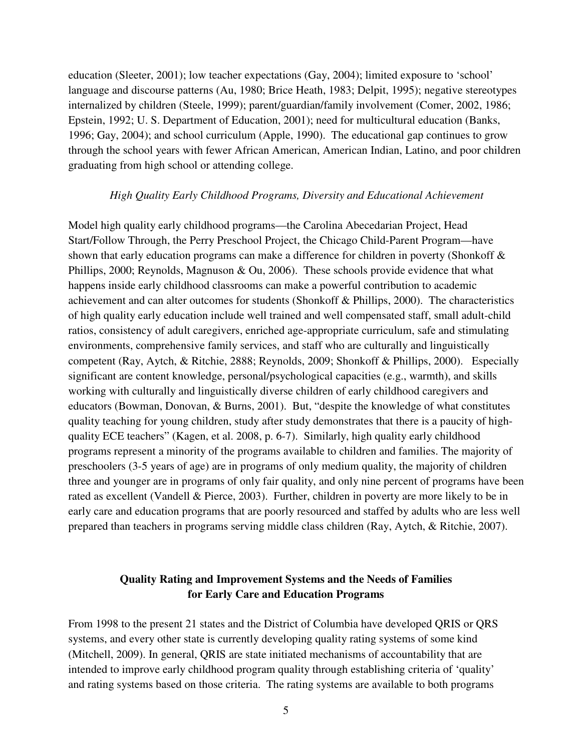education (Sleeter, 2001); low teacher expectations (Gay, 2004); limited exposure to 'school' language and discourse patterns (Au, 1980; Brice Heath, 1983; Delpit, 1995); negative stereotypes internalized by children (Steele, 1999); parent/guardian/family involvement (Comer, 2002, 1986; Epstein, 1992; U. S. Department of Education, 2001); need for multicultural education (Banks, 1996; Gay, 2004); and school curriculum (Apple, 1990). The educational gap continues to grow through the school years with fewer African American, American Indian, Latino, and poor children graduating from high school or attending college.

*High Quality Early Childhood Programs, Diversity and Educational Achievement*

Model high quality early childhood programs—the Carolina Abecedarian Project, Head Start/Follow Through, the Perry Preschool Project, the Chicago Child-Parent Program—have shown that early education programs can make a difference for children in poverty (Shonkoff & Phillips, 2000; Reynolds, Magnuson & Ou, 2006). These schools provide evidence that what happens inside early childhood classrooms can make a powerful contribution to academic achievement and can alter outcomes for students (Shonkoff & Phillips, 2000). The characteristics of high quality early education include well trained and well compensated staff, small adult-child ratios, consistency of adult caregivers, enriched age-appropriate curriculum, safe and stimulating environments, comprehensive family services, and staff who are culturally and linguistically competent (Ray, Aytch, & Ritchie, 2888; Reynolds, 2009; Shonkoff & Phillips, 2000). Especially significant are content knowledge, personal/psychological capacities (e.g., warmth), and skills working with culturally and linguistically diverse children of early childhood caregivers and educators (Bowman, Donovan, & Burns, 2001). But, "despite the knowledge of what constitutes quality teaching for young children, study after study demonstrates that there is a paucity of high-quality ECE teachers" (Kagen, et al. 2008, p. 6-7). Similarly, high quality early childhood programs represent a minority of the programs available to children and families. The majority of preschoolers (3-5 years of age) are in programs of only medium quality, the majority of children three and younger are in programs of only fair quality, and only nine percent of programs have been rated as excellent (Vandell & Pierce, 2003). Further, children in poverty are more likely to be in early care and education programs that are poorly resourced and staffed by adults who are less well prepared than teachers in programs serving middle class children (Ray, Aytch, & Ritchie, 2007).

## Quality Rating and Improvement Systems and the Needs of Families for Early Care and Education Programs

From 1998 to the present 21 states and the District of Columbia have developed QRIS or QRS systems, and every other state is currently developing quality rating systems of some kind (Mitchell, 2009). In general, QRIS are state initiated mechanisms of accountability that are intended to improve early childhood program quality through establishing criteria of 'quality' and rating systems based on those criteria. The rating systems are available to both programs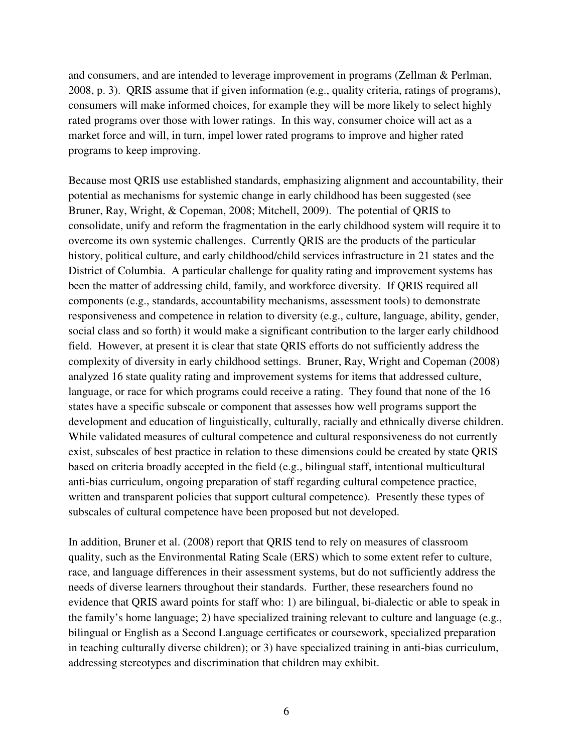and consumers, and are intended to leverage improvement in programs (Zellman & Perlman, 2008, p. 3). QRIS assume that if given information (e.g., quality criteria, ratings of programs), consumers will make informed choices, for example they will be more likely to select highly rated programs over those with lower ratings. In this way, consumer choice will act as a market force and will, in turn, impel lower rated programs to improve and higher rated programs to keep improving.

Because most QRIS use established standards, emphasizing alignment and accountability, their potential as mechanisms for systemic change in early childhood has been suggested (see Bruner, Ray, Wright, & Copeman, 2008; Mitchell, 2009). The potential of QRIS to consolidate, unify and reform the fragmentation in the early childhood system will require it to overcome its own systemic challenges. Currently QRIS are the products of the particular history, political culture, and early childhood/child services infrastructure in 21 states and the District of Columbia. A particular challenge for quality rating and improvement systems has been the matter of addressing child, family, and workforce diversity. If QRIS required all components (e.g., standards, accountability mechanisms, assessment tools) to demonstrate responsiveness and competence in relation to diversity (e.g., culture, language, ability, gender, social class and so forth) it would make a significant contribution to the larger early childhood field. However, at present it is clear that state QRIS efforts do not sufficiently address the complexity of diversity in early childhood settings. Bruner, Ray, Wright and Copeman (2008) analyzed 16 state quality rating and improvement systems for items that addressed culture, language, or race for which programs could receive a rating. They found that none of the 16 states have a specific subscale or component that assesses how well programs support the development and education of linguistically, culturally, racially and ethnically diverse children. While validated measures of cultural competence and cultural responsiveness do not currently exist, subscales of best practice in relation to these dimensions could be created by state QRIS based on criteria broadly accepted in the field (e.g., bilingual staff, intentional multicultural anti-bias curriculum, ongoing preparation of staff regarding cultural competence practice, written and transparent policies that support cultural competence). Presently these types of subscales of cultural competence have been proposed but not developed.

In addition, Bruner et al. (2008) report that QRIS tend to rely on measures of classroom quality, such as the Environmental Rating Scale (ERS) which to some extent refer to culture, race, and language differences in their assessment systems, but do not sufficiently address the needs of diverse learners throughout their standards. Further, these researchers found no evidence that QRIS award points for staff who: 1) are bilingual, bi-dialectic or able to speak in the family's home language; 2) have specialized training relevant to culture and language (e.g., bilingual or English as a Second Language certificates or coursework, specialized preparation in teaching culturally diverse children); or 3) have specialized training in anti-bias curriculum, addressing stereotypes and discrimination that children may exhibit.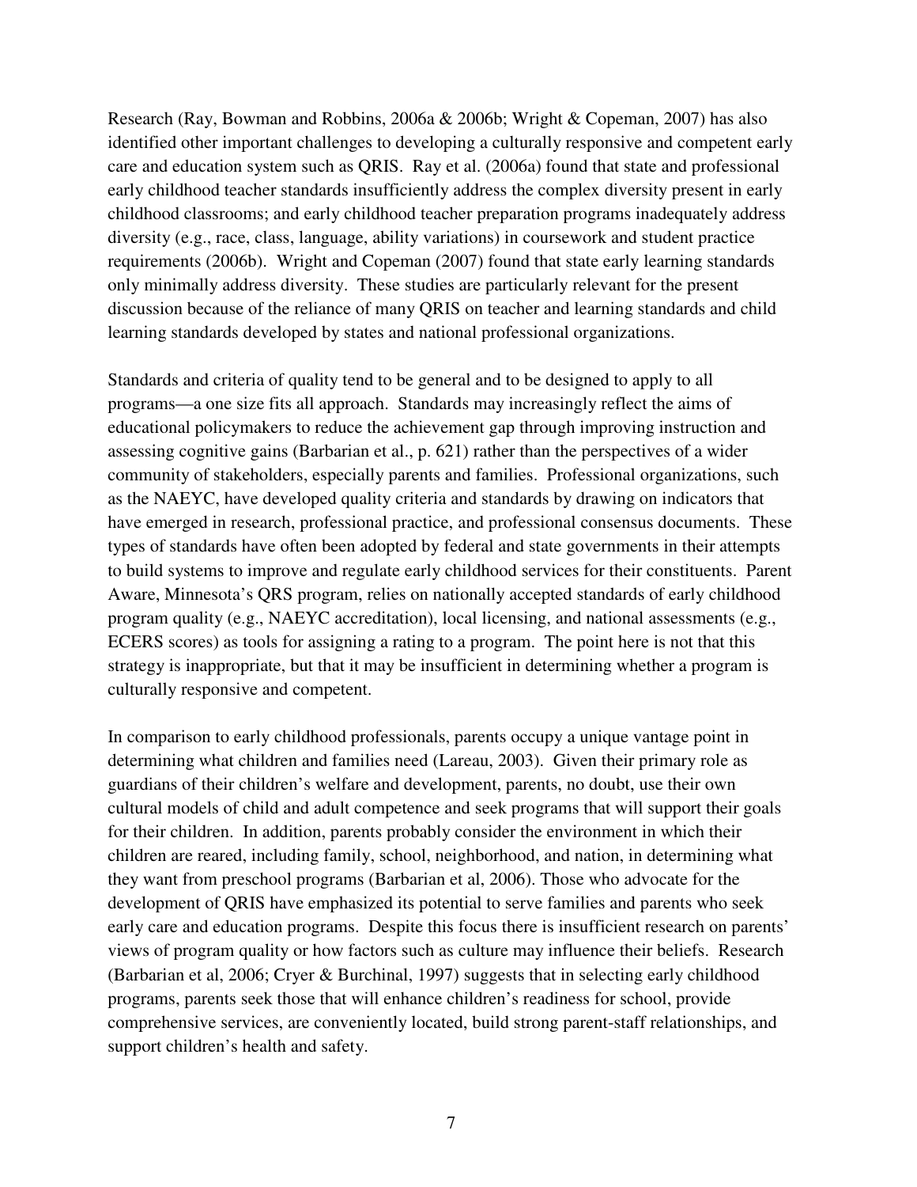Research (Ray, Bowman and Robbins, 2006a & 2006b; Wright & Copeman, 2007) has also identified other important challenges to developing a culturally responsive and competent early care and education system such as QRIS. Ray et al. (2006a) found that state and professional early childhood teacher standards insufficiently address the complex diversity present in early childhood classrooms; and early childhood teacher preparation programs inadequately address diversity (e.g., race, class, language, ability variations) in coursework and student practice requirements (2006b). Wright and Copeman (2007) found that state early learning standards only minimally address diversity. These studies are particularly relevant for the present discussion because of the reliance of many QRIS on teacher and learning standards and child learning standards developed by states and national professional organizations.

Standards and criteria of quality tend to be general and to be designed to apply to all programs—a one size fits all approach. Standards may increasingly reflect the aims of educational policymakers to reduce the achievement gap through improving instruction and assessing cognitive gains (Barbarian et al., p. 621) rather than the perspectives of a wider community of stakeholders, especially parents and families. Professional organizations, such as the NAEYC, have developed quality criteria and standards by drawing on indicators that have emerged in research, professional practice, and professional consensus documents. These types of standards have often been adopted by federal and state governments in their attempts to build systems to improve and regulate early childhood services for their constituents. Parent Aware, Minnesota's QRS program, relies on nationally accepted standards of early childhood program quality (e.g., NAEYC accreditation), local licensing, and national assessments (e.g., ECERS scores) as tools for assigning a rating to a program. The point here is not that this strategy is inappropriate, but that it may be insufficient in determining whether a program is culturally responsive and competent.

In comparison to early childhood professionals, parents occupy a unique vantage point in determining what children and families need (Lareau, 2003). Given their primary role as guardians of their children's welfare and development, parents, no doubt, use their own cultural models of child and adult competence and seek programs that will support their goals for their children. In addition, parents probably consider the environment in which their children are reared, including family, school, neighborhood, and nation, in determining what they want from preschool programs (Barbarian et al, 2006). Those who advocate for the development of QRIS have emphasized its potential to serve families and parents who seek early care and education programs. Despite this focus there is insufficient research on parents' views of program quality or how factors such as culture may influence their beliefs. Research (Barbarian et al, 2006; Cryer & Burchinal, 1997) suggests that in selecting early childhood programs, parents seek those that will enhance children's readiness for school, provide comprehensive services, are conveniently located, build strong parent-staff relationships, and support children's health and safety.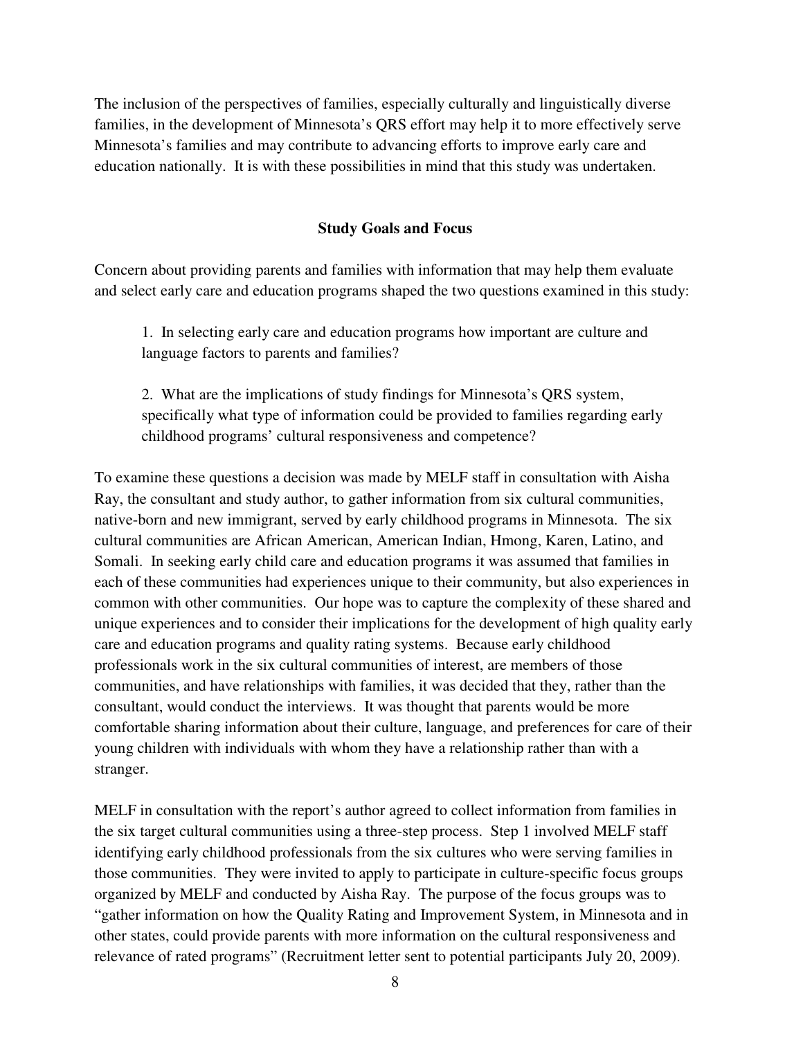The inclusion of the perspectives of families, especially culturally and linguistically diverse families, in the development of Minnesota's QRS effort may help it to more effectively serve Minnesota's families and may contribute to advancing efforts to improve early care and education nationally. It is with these possibilities in mind that this study was undertaken.

## Study Goals and Focus

Concern about providing parents and families with information that may help them evaluate and select early care and education programs shaped the two questions examined in this study:

> 1. In selecting early care and education programs how important are culture and language factors to parents and families?
>
> 2. What are the implications of study findings for Minnesota's QRS system, specifically what type of information could be provided to families regarding early childhood programs' cultural responsiveness and competence?

To examine these questions a decision was made by MELF staff in consultation with Aisha Ray, the consultant and study author, to gather information from six cultural communities, native-born and new immigrant, served by early childhood programs in Minnesota. The six cultural communities are African American, American Indian, Hmong, Karen, Latino, and Somali. In seeking early child care and education programs it was assumed that families in each of these communities had experiences unique to their community, but also experiences in common with other communities. Our hope was to capture the complexity of these shared and unique experiences and to consider their implications for the development of high quality early care and education programs and quality rating systems. Because early childhood professionals work in the six cultural communities of interest, are members of those communities, and have relationships with families, it was decided that they, rather than the consultant, would conduct the interviews. It was thought that parents would be more comfortable sharing information about their culture, language, and preferences for care of their young children with individuals with whom they have a relationship rather than with a stranger.

MELF in consultation with the report's author agreed to collect information from families in the six target cultural communities using a three-step process. Step 1 involved MELF staff identifying early childhood professionals from the six cultures who were serving families in those communities. They were invited to apply to participate in culture-specific focus groups organized by MELF and conducted by Aisha Ray. The purpose of the focus groups was to "gather information on how the Quality Rating and Improvement System, in Minnesota and in other states, could provide parents with more information on the cultural responsiveness and relevance of rated programs" (Recruitment letter sent to potential participants July 20, 2009).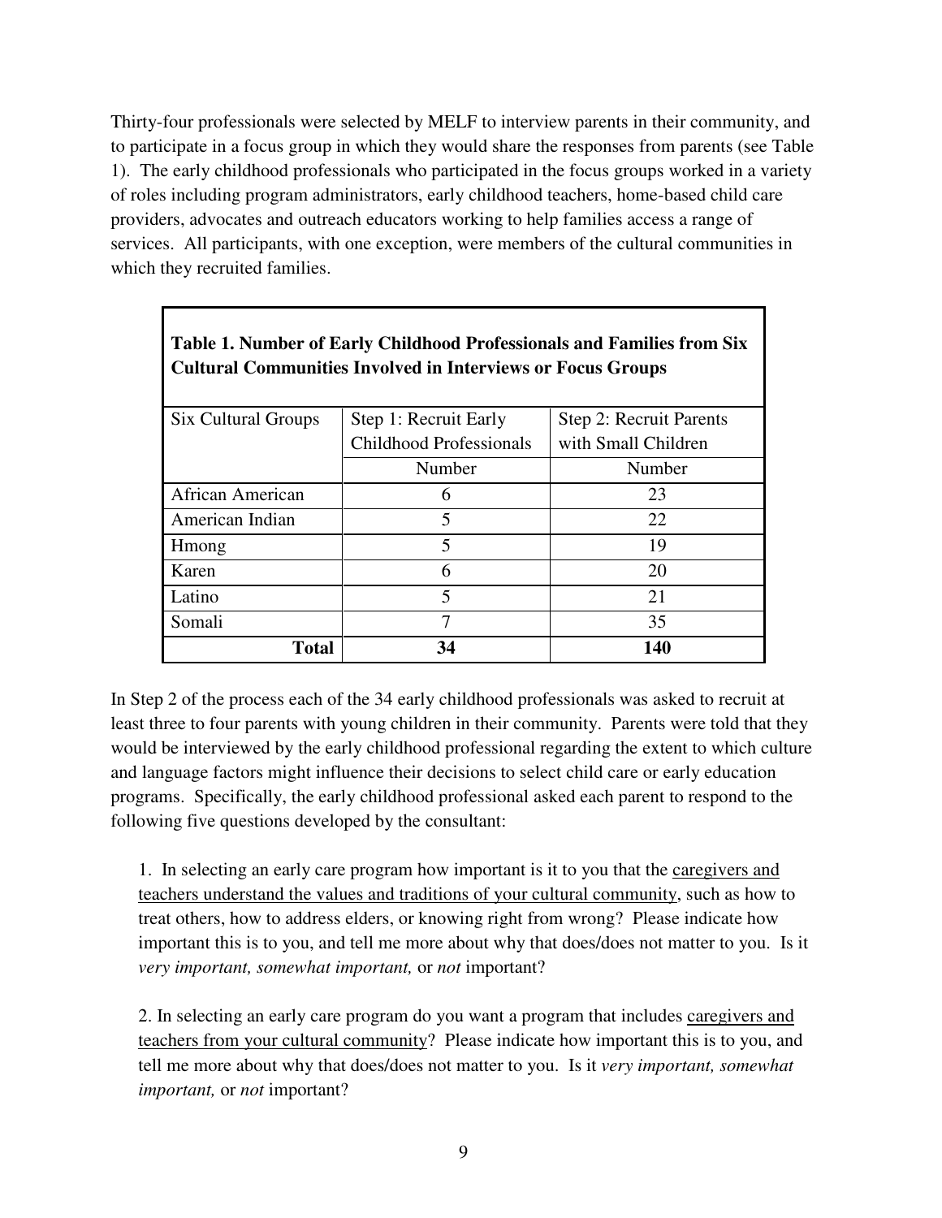Thirty-four professionals were selected by MELF to interview parents in their community, and to participate in a focus group in which they would share the responses from parents (see Table 1). The early childhood professionals who participated in the focus groups worked in a variety of roles including program administrators, early childhood teachers, home-based child care providers, advocates and outreach educators working to help families access a range of services. All participants, with one exception, were members of the cultural communities in which they recruited families.

**Table 1. Number of Early Childhood Professionals and Families from Six Cultural Communities Involved in Interviews or Focus Groups**

| Six Cultural Groups | Step 1: Recruit Early Childhood Professionals | Step 2: Recruit Parents with Small Children |
|---|---|---|
| | Number | Number |
| African American | 6 | 23 |
| American Indian | 5 | 22 |
| Hmong | 5 | 19 |
| Karen | 6 | 20 |
| Latino | 5 | 21 |
| Somali | 7 | 35 |
| **Total** | **34** | **140** |

In Step 2 of the process each of the 34 early childhood professionals was asked to recruit at least three to four parents with young children in their community. Parents were told that they would be interviewed by the early childhood professional regarding the extent to which culture and language factors might influence their decisions to select child care or early education programs. Specifically, the early childhood professional asked each parent to respond to the following five questions developed by the consultant:

1. In selecting an early care program how important is it to you that the caregivers and teachers understand the values and traditions of your cultural community, such as how to treat others, how to address elders, or knowing right from wrong? Please indicate how important this is to you, and tell me more about why that does/does not matter to you. Is it *very important, somewhat important,* or *not* important?

2. In selecting an early care program do you want a program that includes caregivers and teachers from your cultural community? Please indicate how important this is to you, and tell me more about why that does/does not matter to you. Is it *very important, somewhat important,* or *not* important?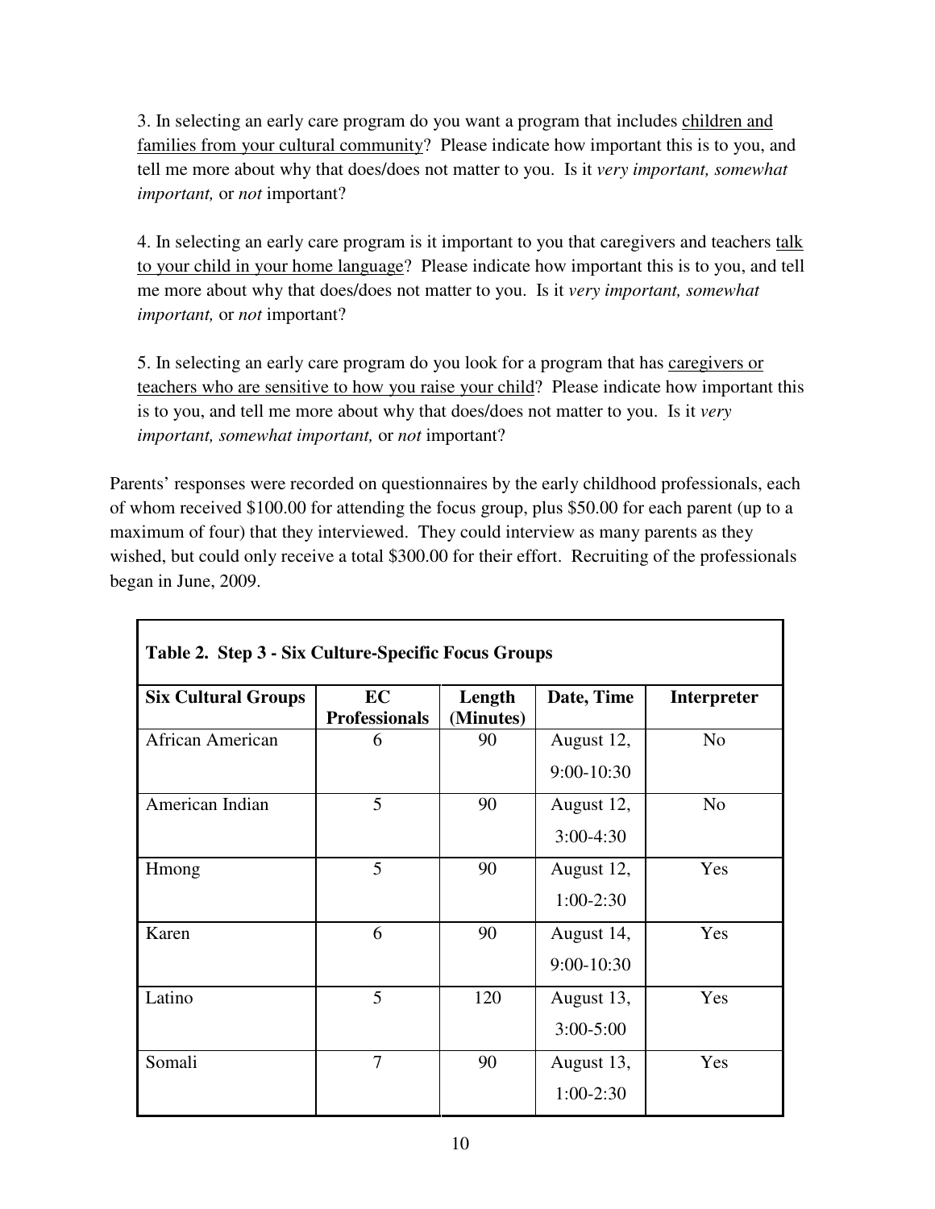3. In selecting an early care program do you want a program that includes <u>children and families from your cultural community</u>? Please indicate how important this is to you, and tell me more about why that does/does not matter to you. Is it *very important, somewhat important,* or *not* important?

4. In selecting an early care program is it important to you that caregivers and teachers <u>talk to your child in your home language</u>? Please indicate how important this is to you, and tell me more about why that does/does not matter to you. Is it *very important, somewhat important,* or *not* important?

5. In selecting an early care program do you look for a program that has <u>caregivers or teachers who are sensitive to how you raise your child</u>? Please indicate how important this is to you, and tell me more about why that does/does not matter to you. Is it *very important, somewhat important,* or *not* important?

Parents' responses were recorded on questionnaires by the early childhood professionals, each of whom received $100.00 for attending the focus group, plus $50.00 for each parent (up to a maximum of four) that they interviewed. They could interview as many parents as they wished, but could only receive a total $300.00 for their effort. Recruiting of the professionals began in June, 2009.

**Table 2. Step 3 - Six Culture-Specific Focus Groups**

| Six Cultural Groups | EC Professionals | Length (Minutes) | Date, Time | Interpreter |
|---|---|---|---|---|
| African American | 6 | 90 | August 12, 9:00-10:30 | No |
| American Indian | 5 | 90 | August 12, 3:00-4:30 | No |
| Hmong | 5 | 90 | August 12, 1:00-2:30 | Yes |
| Karen | 6 | 90 | August 14, 9:00-10:30 | Yes |
| Latino | 5 | 120 | August 13, 3:00-5:00 | Yes |
| Somali | 7 | 90 | August 13, 1:00-2:30 | Yes |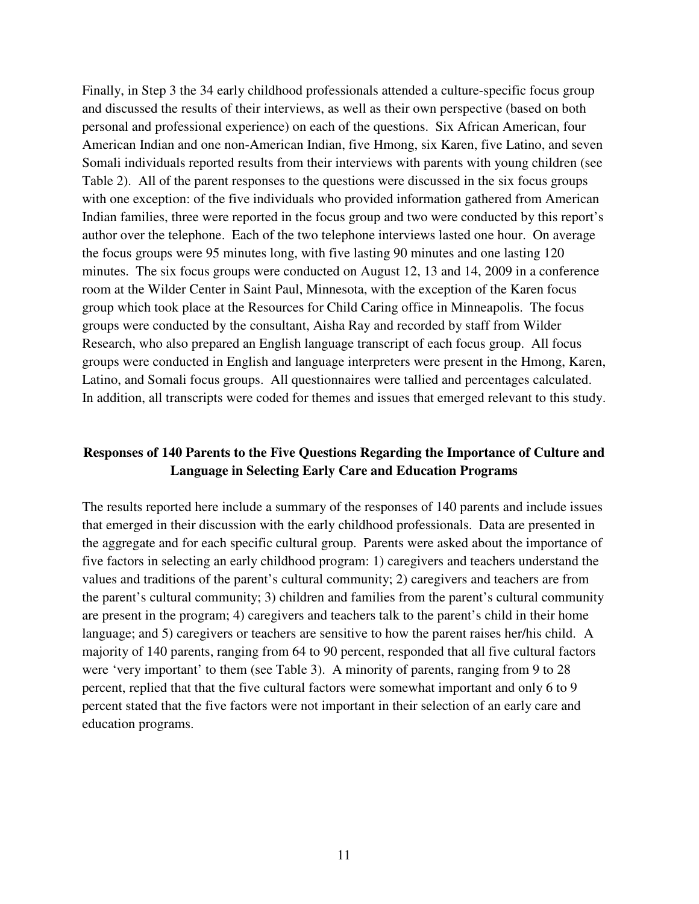Finally, in Step 3 the 34 early childhood professionals attended a culture-specific focus group and discussed the results of their interviews, as well as their own perspective (based on both personal and professional experience) on each of the questions. Six African American, four American Indian and one non-American Indian, five Hmong, six Karen, five Latino, and seven Somali individuals reported results from their interviews with parents with young children (see Table 2). All of the parent responses to the questions were discussed in the six focus groups with one exception: of the five individuals who provided information gathered from American Indian families, three were reported in the focus group and two were conducted by this report's author over the telephone. Each of the two telephone interviews lasted one hour. On average the focus groups were 95 minutes long, with five lasting 90 minutes and one lasting 120 minutes. The six focus groups were conducted on August 12, 13 and 14, 2009 in a conference room at the Wilder Center in Saint Paul, Minnesota, with the exception of the Karen focus group which took place at the Resources for Child Caring office in Minneapolis. The focus groups were conducted by the consultant, Aisha Ray and recorded by staff from Wilder Research, who also prepared an English language transcript of each focus group. All focus groups were conducted in English and language interpreters were present in the Hmong, Karen, Latino, and Somali focus groups. All questionnaires were tallied and percentages calculated. In addition, all transcripts were coded for themes and issues that emerged relevant to this study.

## Responses of 140 Parents to the Five Questions Regarding the Importance of Culture and Language in Selecting Early Care and Education Programs

The results reported here include a summary of the responses of 140 parents and include issues that emerged in their discussion with the early childhood professionals. Data are presented in the aggregate and for each specific cultural group. Parents were asked about the importance of five factors in selecting an early childhood program: 1) caregivers and teachers understand the values and traditions of the parent's cultural community; 2) caregivers and teachers are from the parent's cultural community; 3) children and families from the parent's cultural community are present in the program; 4) caregivers and teachers talk to the parent's child in their home language; and 5) caregivers or teachers are sensitive to how the parent raises her/his child. A majority of 140 parents, ranging from 64 to 90 percent, responded that all five cultural factors were 'very important' to them (see Table 3). A minority of parents, ranging from 9 to 28 percent, replied that that the five cultural factors were somewhat important and only 6 to 9 percent stated that the five factors were not important in their selection of an early care and education programs.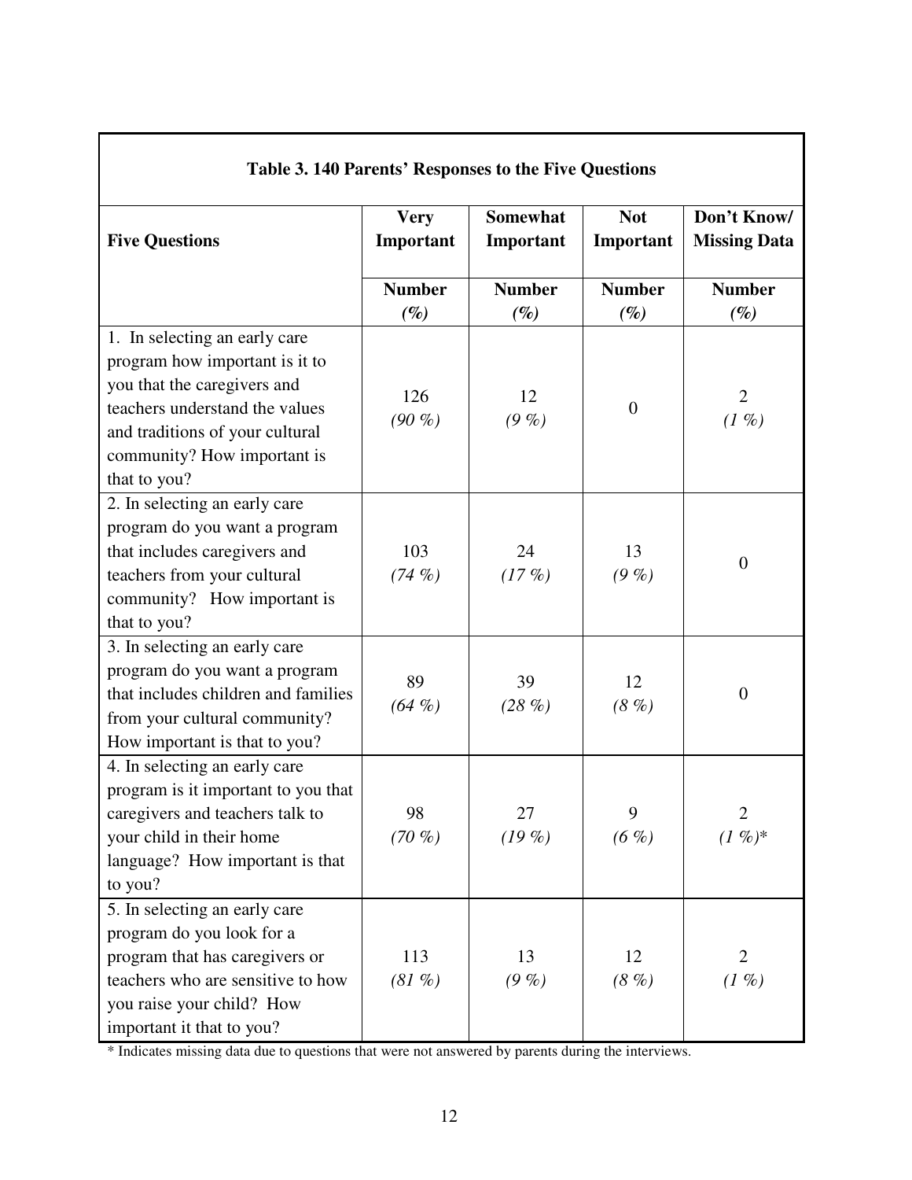**Table 3. 140 Parents' Responses to the Five Questions**

| Five Questions | Very Important | Somewhat Important | Not Important | Don't Know/ Missing Data |
|---|---|---|---|---|
| | **Number** *(%)* | **Number** *(%)* | **Number** *(%)* | **Number** *(%)* |
| 1. In selecting an early care program how important is it to you that the caregivers and teachers understand the values and traditions of your cultural community? How important is that to you? | 126 *(90 %)* | 12 *(9 %)* | 0 | 2 *(1 %)* |
| 2. In selecting an early care program do you want a program that includes caregivers and teachers from your cultural community? How important is that to you? | 103 *(74 %)* | 24 *(17 %)* | 13 *(9 %)* | 0 |
| 3. In selecting an early care program do you want a program that includes children and families from your cultural community? How important is that to you? | 89 *(64 %)* | 39 *(28 %)* | 12 *(8 %)* | 0 |
| 4. In selecting an early care program is it important to you that caregivers and teachers talk to your child in their home language? How important is that to you? | 98 *(70 %)* | 27 *(19 %)* | 9 *(6 %)* | 2 *(1 %)** |
| 5. In selecting an early care program do you look for a program that has caregivers or teachers who are sensitive to how you raise your child? How important it that to you? | 113 *(81 %)* | 13 *(9 %)* | 12 *(8 %)* | 2 *(1 %)* |

* Indicates missing data due to questions that were not answered by parents during the interviews.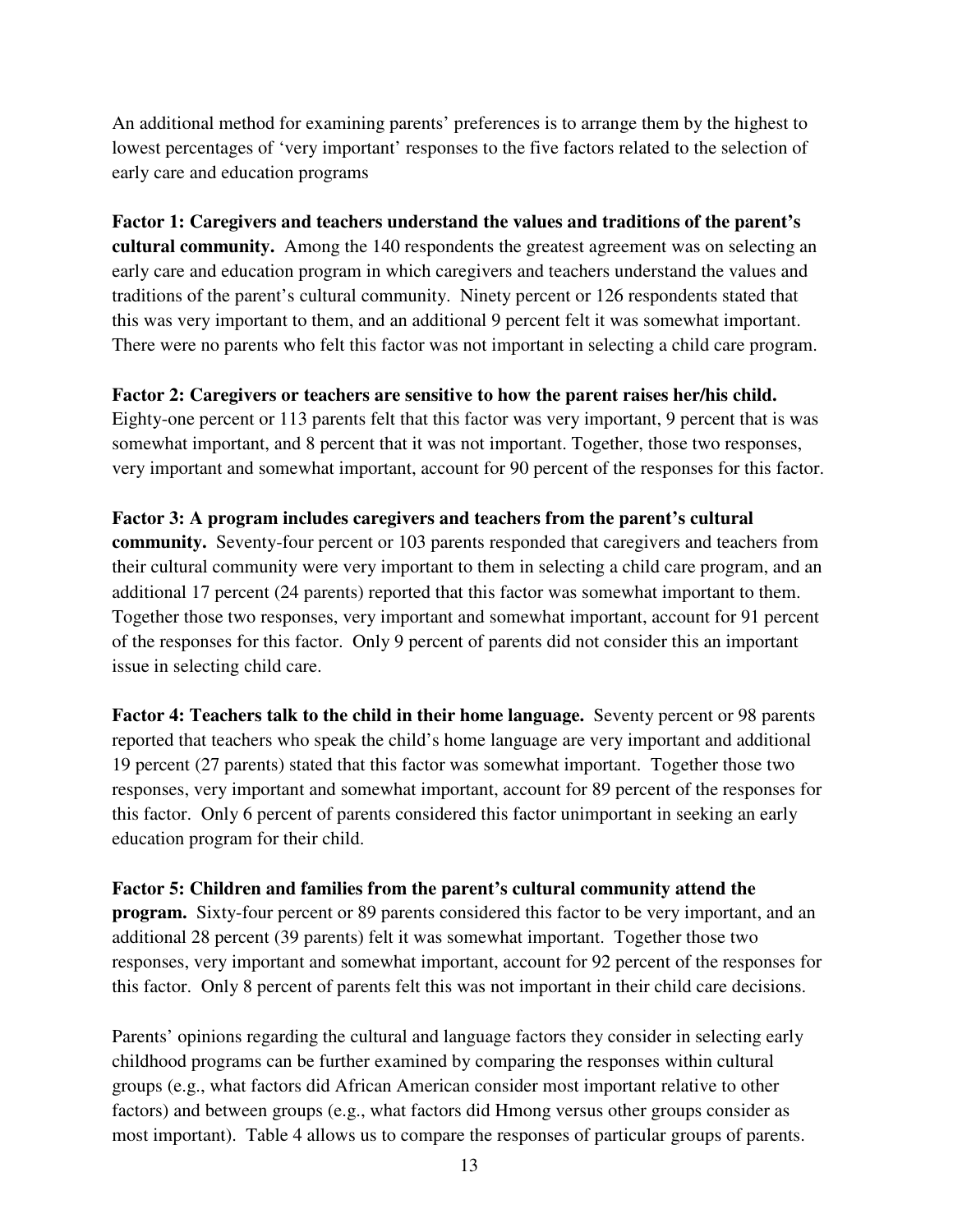An additional method for examining parents' preferences is to arrange them by the highest to lowest percentages of 'very important' responses to the five factors related to the selection of early care and education programs

**Factor 1: Caregivers and teachers understand the values and traditions of the parent's cultural community.** Among the 140 respondents the greatest agreement was on selecting an early care and education program in which caregivers and teachers understand the values and traditions of the parent's cultural community. Ninety percent or 126 respondents stated that this was very important to them, and an additional 9 percent felt it was somewhat important. There were no parents who felt this factor was not important in selecting a child care program.

**Factor 2: Caregivers or teachers are sensitive to how the parent raises her/his child.** Eighty-one percent or 113 parents felt that this factor was very important, 9 percent that is was somewhat important, and 8 percent that it was not important. Together, those two responses, very important and somewhat important, account for 90 percent of the responses for this factor.

**Factor 3: A program includes caregivers and teachers from the parent's cultural community.** Seventy-four percent or 103 parents responded that caregivers and teachers from their cultural community were very important to them in selecting a child care program, and an additional 17 percent (24 parents) reported that this factor was somewhat important to them. Together those two responses, very important and somewhat important, account for 91 percent of the responses for this factor. Only 9 percent of parents did not consider this an important issue in selecting child care.

**Factor 4: Teachers talk to the child in their home language.** Seventy percent or 98 parents reported that teachers who speak the child's home language are very important and additional 19 percent (27 parents) stated that this factor was somewhat important. Together those two responses, very important and somewhat important, account for 89 percent of the responses for this factor. Only 6 percent of parents considered this factor unimportant in seeking an early education program for their child.

**Factor 5: Children and families from the parent's cultural community attend the program.** Sixty-four percent or 89 parents considered this factor to be very important, and an additional 28 percent (39 parents) felt it was somewhat important. Together those two responses, very important and somewhat important, account for 92 percent of the responses for this factor. Only 8 percent of parents felt this was not important in their child care decisions.

Parents' opinions regarding the cultural and language factors they consider in selecting early childhood programs can be further examined by comparing the responses within cultural groups (e.g., what factors did African American consider most important relative to other factors) and between groups (e.g., what factors did Hmong versus other groups consider as most important). Table 4 allows us to compare the responses of particular groups of parents.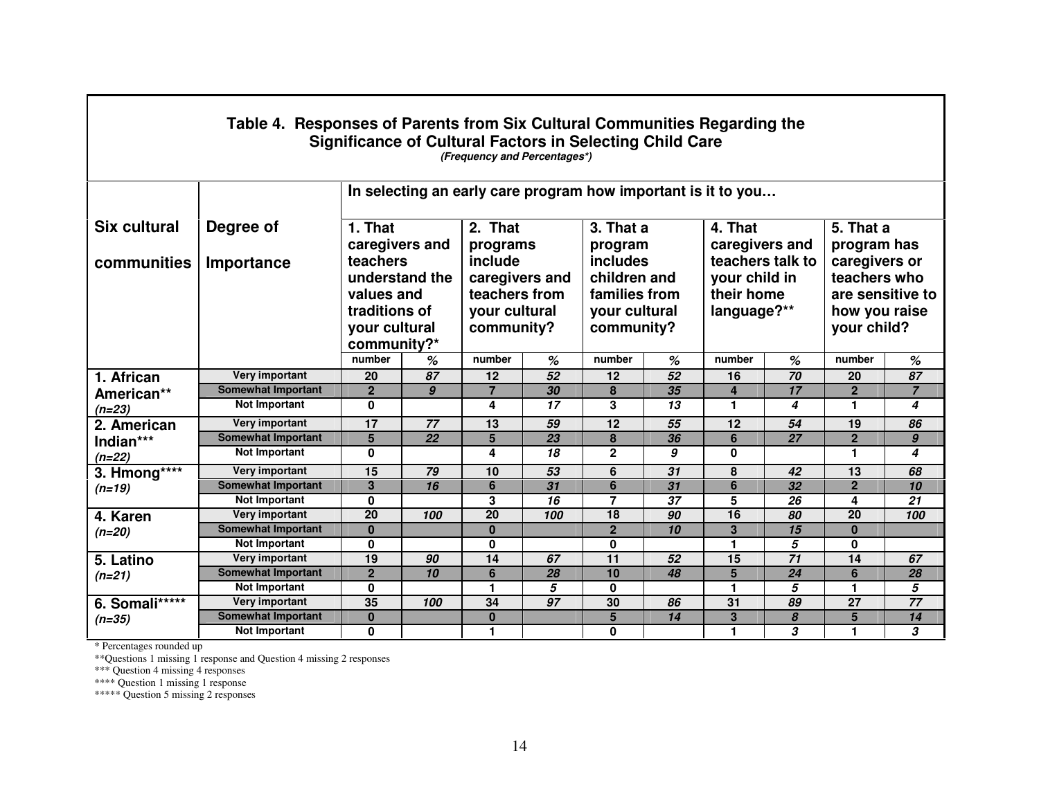**Table 4. Responses of Parents from Six Cultural Communities Regarding the Significance of Cultural Factors in Selecting Child Care**
*(Frequency and Percentages*)*

| Six cultural communities | Degree of Importance | In selecting an early care program how important is it to you… 1. That caregivers and teachers understand the values and traditions of your cultural community?* | | 2. That programs include caregivers and teachers from your cultural community? | | 3. That a program includes children and families from your cultural community? | | 4. That caregivers and teachers talk to your child in their home language?** | | 5. That a program has caregivers or teachers who are sensitive to how you raise your child? | |
|---|---|---|---|---|---|---|---|---|---|---|---|
| | | number | % | number | % | number | % | number | % | number | % |
| 1. African American** *(n=23)* | Very important | 20 | 87 | 12 | 52 | 12 | 52 | 16 | 70 | 20 | 87 |
| | Somewhat Important | 2 | 9 | 7 | 30 | 8 | 35 | 4 | 17 | 2 | 7 |
| | Not Important | 0 | | 4 | 17 | 3 | 13 | 1 | 4 | 1 | 4 |
| 2. American Indian*** *(n=22)* | Very important | 17 | 77 | 13 | 59 | 12 | 55 | 12 | 54 | 19 | 86 |
| | Somewhat Important | 5 | 22 | 5 | 23 | 8 | 36 | 6 | 27 | 2 | 9 |
| | Not Important | 0 | | 4 | 18 | 2 | 9 | 0 | | 1 | 4 |
| 3. Hmong**** *(n=19)* | Very important | 15 | 79 | 10 | 53 | 6 | 31 | 8 | 42 | 13 | 68 |
| | Somewhat Important | 3 | 16 | 6 | 31 | 6 | 31 | 6 | 32 | 2 | 10 |
| | Not Important | 0 | | 3 | 16 | 7 | 37 | 5 | 26 | 4 | 21 |
| 4. Karen *(n=20)* | Very important | 20 | 100 | 20 | 100 | 18 | 90 | 16 | 80 | 20 | 100 |
| | Somewhat Important | 0 | | 0 | | 2 | 10 | 3 | 15 | 0 | |
| | Not Important | 0 | | 0 | | 0 | | 1 | 5 | 0 | |
| 5. Latino *(n=21)* | Very important | 19 | 90 | 14 | 67 | 11 | 52 | 15 | 71 | 14 | 67 |
| | Somewhat Important | 2 | 10 | 6 | 28 | 10 | 48 | 5 | 24 | 6 | 28 |
| | Not Important | 0 | | 1 | 5 | 0 | | 1 | 5 | 1 | 5 |
| 6. Somali***** *(n=35)* | Very important | 35 | 100 | 34 | 97 | 30 | 86 | 31 | 89 | 27 | 77 |
| | Somewhat Important | 0 | | 0 | | 5 | 14 | 3 | 8 | 5 | 14 |
| | Not Important | 0 | | 1 | | 0 | | 1 | 3 | 1 | 3 |

\* Percentages rounded up
\*\*Questions 1 missing 1 response and Question 4 missing 2 responses
\*\*\* Question 4 missing 4 responses
\*\*\*\* Question 1 missing 1 response
\*\*\*\*\* Question 5 missing 2 responses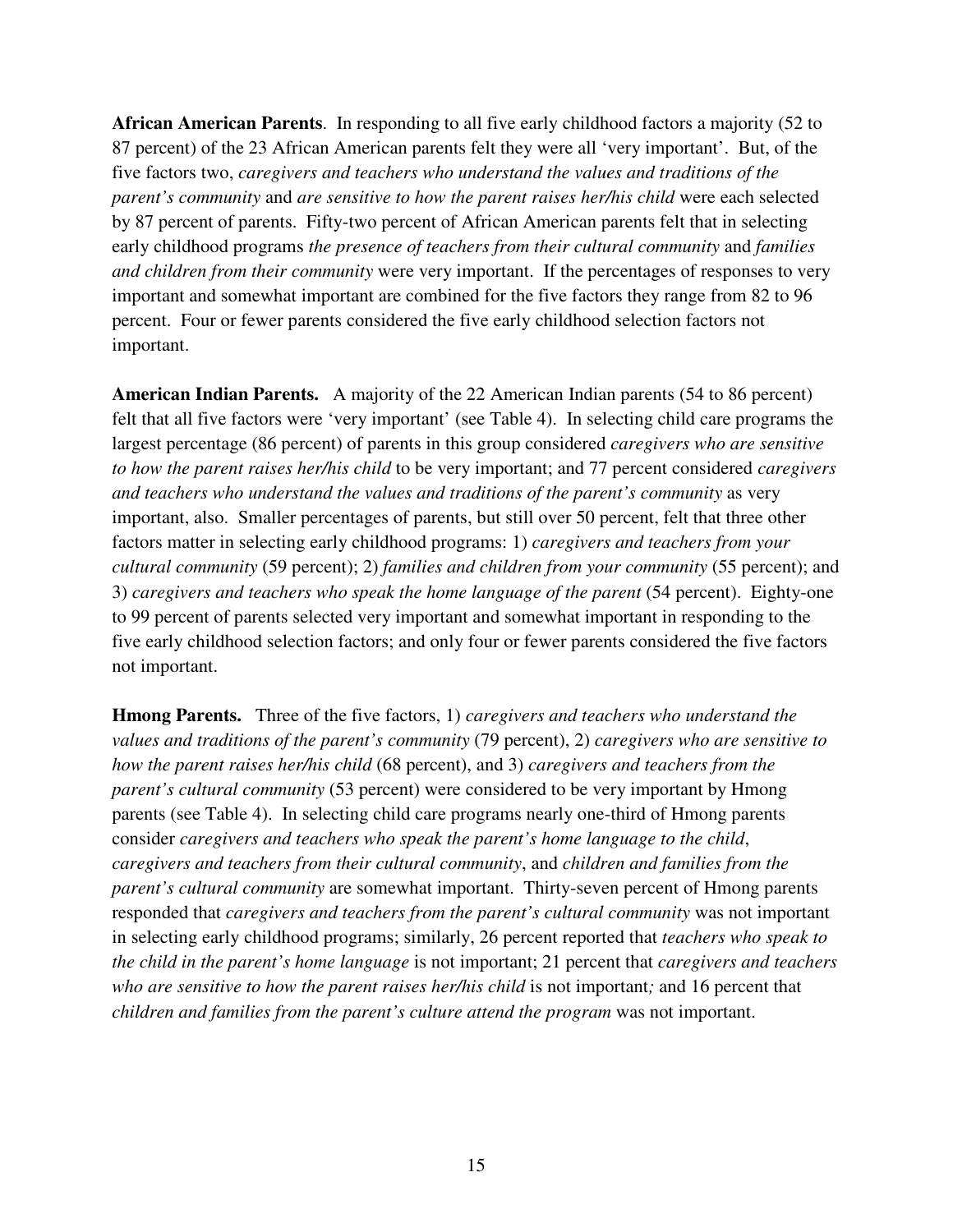**African American Parents**. In responding to all five early childhood factors a majority (52 to 87 percent) of the 23 African American parents felt they were all 'very important'. But, of the five factors two, *caregivers and teachers who understand the values and traditions of the parent's community* and *are sensitive to how the parent raises her/his child* were each selected by 87 percent of parents. Fifty-two percent of African American parents felt that in selecting early childhood programs *the presence of teachers from their cultural community* and *families and children from their community* were very important. If the percentages of responses to very important and somewhat important are combined for the five factors they range from 82 to 96 percent. Four or fewer parents considered the five early childhood selection factors not important.

**American Indian Parents.** A majority of the 22 American Indian parents (54 to 86 percent) felt that all five factors were 'very important' (see Table 4). In selecting child care programs the largest percentage (86 percent) of parents in this group considered *caregivers who are sensitive to how the parent raises her/his child* to be very important; and 77 percent considered *caregivers and teachers who understand the values and traditions of the parent's community* as very important, also. Smaller percentages of parents, but still over 50 percent, felt that three other factors matter in selecting early childhood programs: 1) *caregivers and teachers from your cultural community* (59 percent); 2) *families and children from your community* (55 percent); and 3) *caregivers and teachers who speak the home language of the parent* (54 percent). Eighty-one to 99 percent of parents selected very important and somewhat important in responding to the five early childhood selection factors; and only four or fewer parents considered the five factors not important.

**Hmong Parents.** Three of the five factors, 1) *caregivers and teachers who understand the values and traditions of the parent's community* (79 percent), 2) *caregivers who are sensitive to how the parent raises her/his child* (68 percent), and 3) *caregivers and teachers from the parent's cultural community* (53 percent) were considered to be very important by Hmong parents (see Table 4). In selecting child care programs nearly one-third of Hmong parents consider *caregivers and teachers who speak the parent's home language to the child*, *caregivers and teachers from their cultural community*, and *children and families from the parent's cultural community* are somewhat important. Thirty-seven percent of Hmong parents responded that *caregivers and teachers from the parent's cultural community* was not important in selecting early childhood programs; similarly, 26 percent reported that *teachers who speak to the child in the parent's home language* is not important; 21 percent that *caregivers and teachers who are sensitive to how the parent raises her/his child* is not important*;* and 16 percent that *children and families from the parent's culture attend the program* was not important.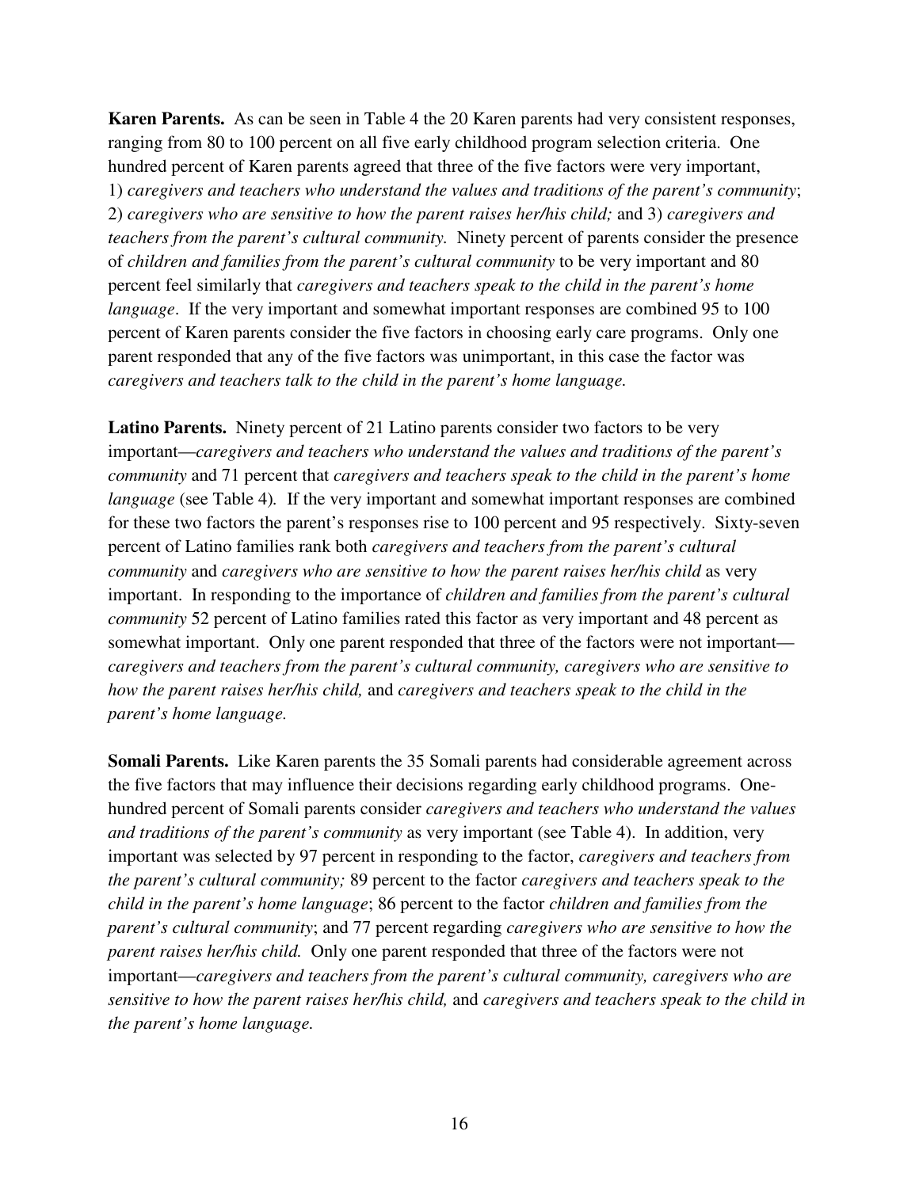**Karen Parents.** As can be seen in Table 4 the 20 Karen parents had very consistent responses, ranging from 80 to 100 percent on all five early childhood program selection criteria. One hundred percent of Karen parents agreed that three of the five factors were very important, 1) *caregivers and teachers who understand the values and traditions of the parent's community*; 2) *caregivers who are sensitive to how the parent raises her/his child;* and 3) *caregivers and teachers from the parent's cultural community.* Ninety percent of parents consider the presence of *children and families from the parent's cultural community* to be very important and 80 percent feel similarly that *caregivers and teachers speak to the child in the parent's home language*. If the very important and somewhat important responses are combined 95 to 100 percent of Karen parents consider the five factors in choosing early care programs. Only one parent responded that any of the five factors was unimportant, in this case the factor was *caregivers and teachers talk to the child in the parent's home language.*

**Latino Parents.** Ninety percent of 21 Latino parents consider two factors to be very important—*caregivers and teachers who understand the values and traditions of the parent's community* and 71 percent that *caregivers and teachers speak to the child in the parent's home language* (see Table 4). If the very important and somewhat important responses are combined for these two factors the parent's responses rise to 100 percent and 95 respectively. Sixty-seven percent of Latino families rank both *caregivers and teachers from the parent's cultural community* and *caregivers who are sensitive to how the parent raises her/his child* as very important. In responding to the importance of *children and families from the parent's cultural community* 52 percent of Latino families rated this factor as very important and 48 percent as somewhat important. Only one parent responded that three of the factors were not important—*caregivers and teachers from the parent's cultural community, caregivers who are sensitive to how the parent raises her/his child,* and *caregivers and teachers speak to the child in the parent's home language.*

**Somali Parents.** Like Karen parents the 35 Somali parents had considerable agreement across the five factors that may influence their decisions regarding early childhood programs. One-hundred percent of Somali parents consider *caregivers and teachers who understand the values and traditions of the parent's community* as very important (see Table 4). In addition, very important was selected by 97 percent in responding to the factor, *caregivers and teachers from the parent's cultural community;* 89 percent to the factor *caregivers and teachers speak to the child in the parent's home language*; 86 percent to the factor *children and families from the parent's cultural community*; and 77 percent regarding *caregivers who are sensitive to how the parent raises her/his child.* Only one parent responded that three of the factors were not important—*caregivers and teachers from the parent's cultural community, caregivers who are sensitive to how the parent raises her/his child,* and *caregivers and teachers speak to the child in the parent's home language.*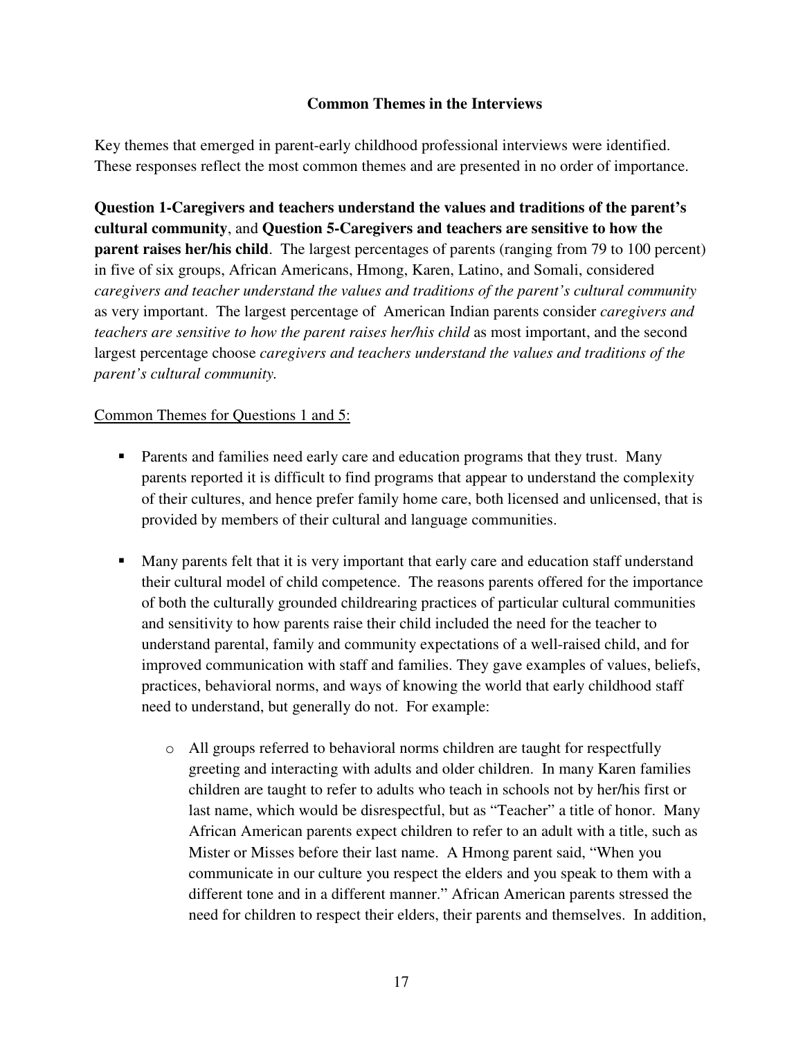### Common Themes in the Interviews

Key themes that emerged in parent-early childhood professional interviews were identified. These responses reflect the most common themes and are presented in no order of importance.

**Question 1-Caregivers and teachers understand the values and traditions of the parent's cultural community**, and **Question 5-Caregivers and teachers are sensitive to how the parent raises her/his child**. The largest percentages of parents (ranging from 79 to 100 percent) in five of six groups, African Americans, Hmong, Karen, Latino, and Somali, considered *caregivers and teacher understand the values and traditions of the parent's cultural community* as very important. The largest percentage of American Indian parents consider *caregivers and teachers are sensitive to how the parent raises her/his child* as most important, and the second largest percentage choose *caregivers and teachers understand the values and traditions of the parent's cultural community.*

Common Themes for Questions 1 and 5:

- Parents and families need early care and education programs that they trust. Many parents reported it is difficult to find programs that appear to understand the complexity of their cultures, and hence prefer family home care, both licensed and unlicensed, that is provided by members of their cultural and language communities.

- Many parents felt that it is very important that early care and education staff understand their cultural model of child competence. The reasons parents offered for the importance of both the culturally grounded childrearing practices of particular cultural communities and sensitivity to how parents raise their child included the need for the teacher to understand parental, family and community expectations of a well-raised child, and for improved communication with staff and families. They gave examples of values, beliefs, practices, behavioral norms, and ways of knowing the world that early childhood staff need to understand, but generally do not. For example:

    - All groups referred to behavioral norms children are taught for respectfully greeting and interacting with adults and older children. In many Karen families children are taught to refer to adults who teach in schools not by her/his first or last name, which would be disrespectful, but as "Teacher" a title of honor. Many African American parents expect children to refer to an adult with a title, such as Mister or Misses before their last name. A Hmong parent said, "When you communicate in our culture you respect the elders and you speak to them with a different tone and in a different manner." African American parents stressed the need for children to respect their elders, their parents and themselves. In addition,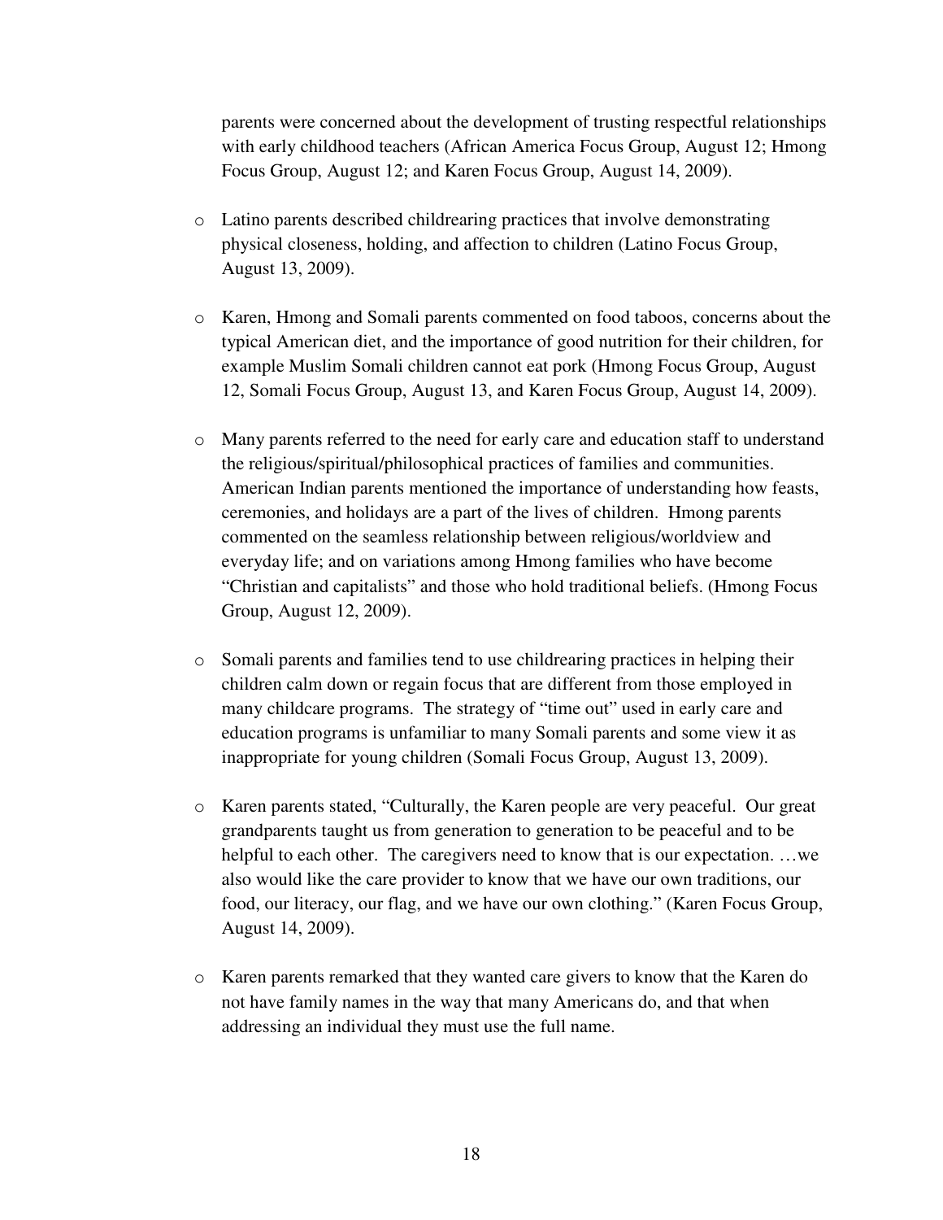parents were concerned about the development of trusting respectful relationships with early childhood teachers (African America Focus Group, August 12; Hmong Focus Group, August 12; and Karen Focus Group, August 14, 2009).

- Latino parents described childrearing practices that involve demonstrating physical closeness, holding, and affection to children (Latino Focus Group, August 13, 2009).

- Karen, Hmong and Somali parents commented on food taboos, concerns about the typical American diet, and the importance of good nutrition for their children, for example Muslim Somali children cannot eat pork (Hmong Focus Group, August 12, Somali Focus Group, August 13, and Karen Focus Group, August 14, 2009).

- Many parents referred to the need for early care and education staff to understand the religious/spiritual/philosophical practices of families and communities. American Indian parents mentioned the importance of understanding how feasts, ceremonies, and holidays are a part of the lives of children. Hmong parents commented on the seamless relationship between religious/worldview and everyday life; and on variations among Hmong families who have become "Christian and capitalists" and those who hold traditional beliefs. (Hmong Focus Group, August 12, 2009).

- Somali parents and families tend to use childrearing practices in helping their children calm down or regain focus that are different from those employed in many childcare programs. The strategy of "time out" used in early care and education programs is unfamiliar to many Somali parents and some view it as inappropriate for young children (Somali Focus Group, August 13, 2009).

- Karen parents stated, "Culturally, the Karen people are very peaceful. Our great grandparents taught us from generation to generation to be peaceful and to be helpful to each other. The caregivers need to know that is our expectation. …we also would like the care provider to know that we have our own traditions, our food, our literacy, our flag, and we have our own clothing." (Karen Focus Group, August 14, 2009).

- Karen parents remarked that they wanted care givers to know that the Karen do not have family names in the way that many Americans do, and that when addressing an individual they must use the full name.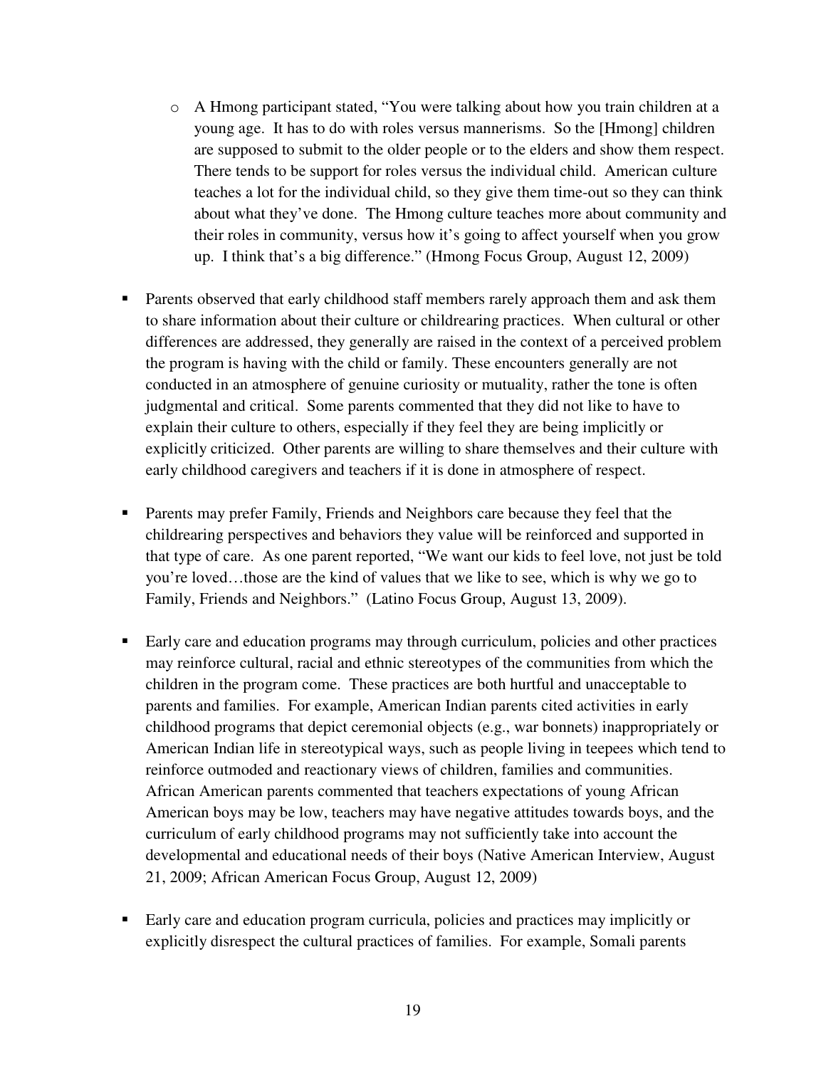- A Hmong participant stated, "You were talking about how you train children at a young age. It has to do with roles versus mannerisms. So the [Hmong] children are supposed to submit to the older people or to the elders and show them respect. There tends to be support for roles versus the individual child. American culture teaches a lot for the individual child, so they give them time-out so they can think about what they've done. The Hmong culture teaches more about community and their roles in community, versus how it's going to affect yourself when you grow up. I think that's a big difference." (Hmong Focus Group, August 12, 2009)

- Parents observed that early childhood staff members rarely approach them and ask them to share information about their culture or childrearing practices. When cultural or other differences are addressed, they generally are raised in the context of a perceived problem the program is having with the child or family. These encounters generally are not conducted in an atmosphere of genuine curiosity or mutuality, rather the tone is often judgmental and critical. Some parents commented that they did not like to have to explain their culture to others, especially if they feel they are being implicitly or explicitly criticized. Other parents are willing to share themselves and their culture with early childhood caregivers and teachers if it is done in atmosphere of respect.

- Parents may prefer Family, Friends and Neighbors care because they feel that the childrearing perspectives and behaviors they value will be reinforced and supported in that type of care. As one parent reported, "We want our kids to feel love, not just be told you're loved…those are the kind of values that we like to see, which is why we go to Family, Friends and Neighbors." (Latino Focus Group, August 13, 2009).

- Early care and education programs may through curriculum, policies and other practices may reinforce cultural, racial and ethnic stereotypes of the communities from which the children in the program come. These practices are both hurtful and unacceptable to parents and families. For example, American Indian parents cited activities in early childhood programs that depict ceremonial objects (e.g., war bonnets) inappropriately or American Indian life in stereotypical ways, such as people living in teepees which tend to reinforce outmoded and reactionary views of children, families and communities. African American parents commented that teachers expectations of young African American boys may be low, teachers may have negative attitudes towards boys, and the curriculum of early childhood programs may not sufficiently take into account the developmental and educational needs of their boys (Native American Interview, August 21, 2009; African American Focus Group, August 12, 2009)

- Early care and education program curricula, policies and practices may implicitly or explicitly disrespect the cultural practices of families. For example, Somali parents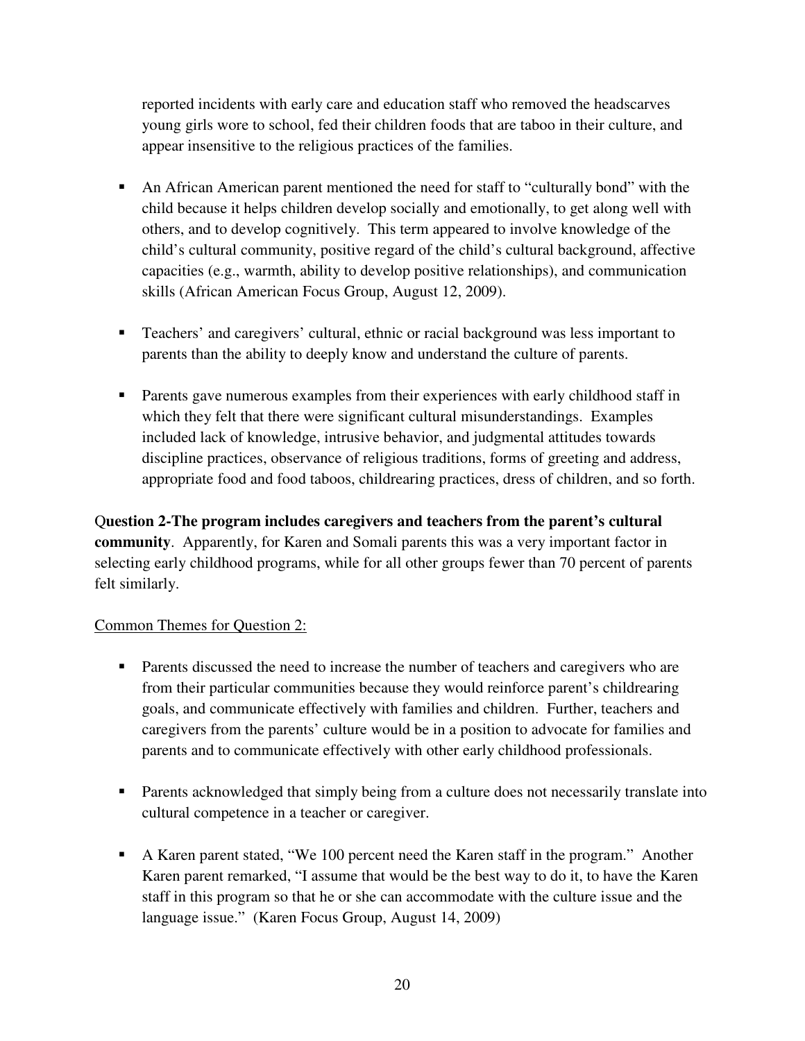reported incidents with early care and education staff who removed the headscarves young girls wore to school, fed their children foods that are taboo in their culture, and appear insensitive to the religious practices of the families.

- An African American parent mentioned the need for staff to "culturally bond" with the child because it helps children develop socially and emotionally, to get along well with others, and to develop cognitively. This term appeared to involve knowledge of the child's cultural community, positive regard of the child's cultural background, affective capacities (e.g., warmth, ability to develop positive relationships), and communication skills (African American Focus Group, August 12, 2009).

- Teachers' and caregivers' cultural, ethnic or racial background was less important to parents than the ability to deeply know and understand the culture of parents.

- Parents gave numerous examples from their experiences with early childhood staff in which they felt that there were significant cultural misunderstandings. Examples included lack of knowledge, intrusive behavior, and judgmental attitudes towards discipline practices, observance of religious traditions, forms of greeting and address, appropriate food and food taboos, childrearing practices, dress of children, and so forth.

**Question 2-The program includes caregivers and teachers from the parent's cultural community**. Apparently, for Karen and Somali parents this was a very important factor in selecting early childhood programs, while for all other groups fewer than 70 percent of parents felt similarly.

<u>Common Themes for Question 2:</u>

- Parents discussed the need to increase the number of teachers and caregivers who are from their particular communities because they would reinforce parent's childrearing goals, and communicate effectively with families and children. Further, teachers and caregivers from the parents' culture would be in a position to advocate for families and parents and to communicate effectively with other early childhood professionals.

- Parents acknowledged that simply being from a culture does not necessarily translate into cultural competence in a teacher or caregiver.

- A Karen parent stated, "We 100 percent need the Karen staff in the program." Another Karen parent remarked, "I assume that would be the best way to do it, to have the Karen staff in this program so that he or she can accommodate with the culture issue and the language issue." (Karen Focus Group, August 14, 2009)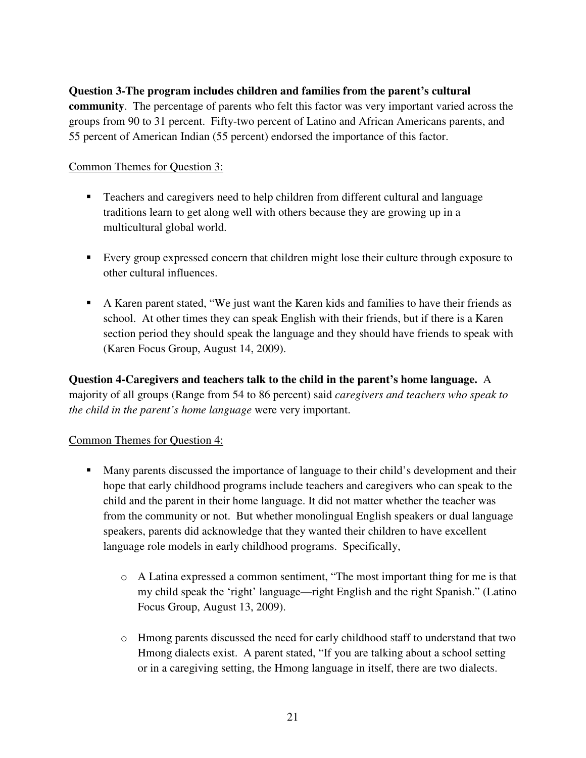**Question 3-The program includes children and families from the parent's cultural community**. The percentage of parents who felt this factor was very important varied across the groups from 90 to 31 percent. Fifty-two percent of Latino and African Americans parents, and 55 percent of American Indian (55 percent) endorsed the importance of this factor.

Common Themes for Question 3:

- Teachers and caregivers need to help children from different cultural and language traditions learn to get along well with others because they are growing up in a multicultural global world.
- Every group expressed concern that children might lose their culture through exposure to other cultural influences.
- A Karen parent stated, "We just want the Karen kids and families to have their friends as school. At other times they can speak English with their friends, but if there is a Karen section period they should speak the language and they should have friends to speak with (Karen Focus Group, August 14, 2009).

**Question 4-Caregivers and teachers talk to the child in the parent's home language.** A majority of all groups (Range from 54 to 86 percent) said *caregivers and teachers who speak to the child in the parent's home language* were very important.

Common Themes for Question 4:

- Many parents discussed the importance of language to their child's development and their hope that early childhood programs include teachers and caregivers who can speak to the child and the parent in their home language. It did not matter whether the teacher was from the community or not. But whether monolingual English speakers or dual language speakers, parents did acknowledge that they wanted their children to have excellent language role models in early childhood programs. Specifically,
    - A Latina expressed a common sentiment, "The most important thing for me is that my child speak the 'right' language—right English and the right Spanish." (Latino Focus Group, August 13, 2009).
    - Hmong parents discussed the need for early childhood staff to understand that two Hmong dialects exist. A parent stated, "If you are talking about a school setting or in a caregiving setting, the Hmong language in itself, there are two dialects.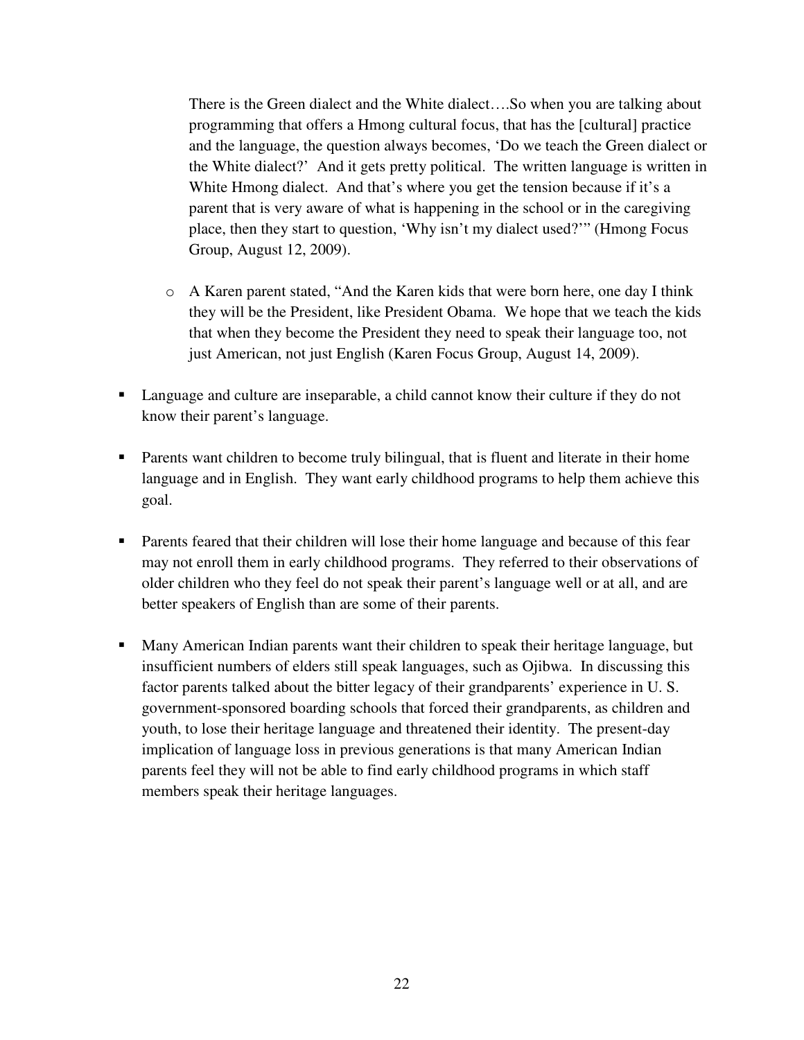There is the Green dialect and the White dialect….So when you are talking about programming that offers a Hmong cultural focus, that has the [cultural] practice and the language, the question always becomes, 'Do we teach the Green dialect or the White dialect?' And it gets pretty political. The written language is written in White Hmong dialect. And that's where you get the tension because if it's a parent that is very aware of what is happening in the school or in the caregiving place, then they start to question, 'Why isn't my dialect used?'" (Hmong Focus Group, August 12, 2009).

  - A Karen parent stated, "And the Karen kids that were born here, one day I think they will be the President, like President Obama. We hope that we teach the kids that when they become the President they need to speak their language too, not just American, not just English (Karen Focus Group, August 14, 2009).

- Language and culture are inseparable, a child cannot know their culture if they do not know their parent's language.

- Parents want children to become truly bilingual, that is fluent and literate in their home language and in English. They want early childhood programs to help them achieve this goal.

- Parents feared that their children will lose their home language and because of this fear may not enroll them in early childhood programs. They referred to their observations of older children who they feel do not speak their parent's language well or at all, and are better speakers of English than are some of their parents.

- Many American Indian parents want their children to speak their heritage language, but insufficient numbers of elders still speak languages, such as Ojibwa. In discussing this factor parents talked about the bitter legacy of their grandparents' experience in U. S. government-sponsored boarding schools that forced their grandparents, as children and youth, to lose their heritage language and threatened their identity. The present-day implication of language loss in previous generations is that many American Indian parents feel they will not be able to find early childhood programs in which staff members speak their heritage languages.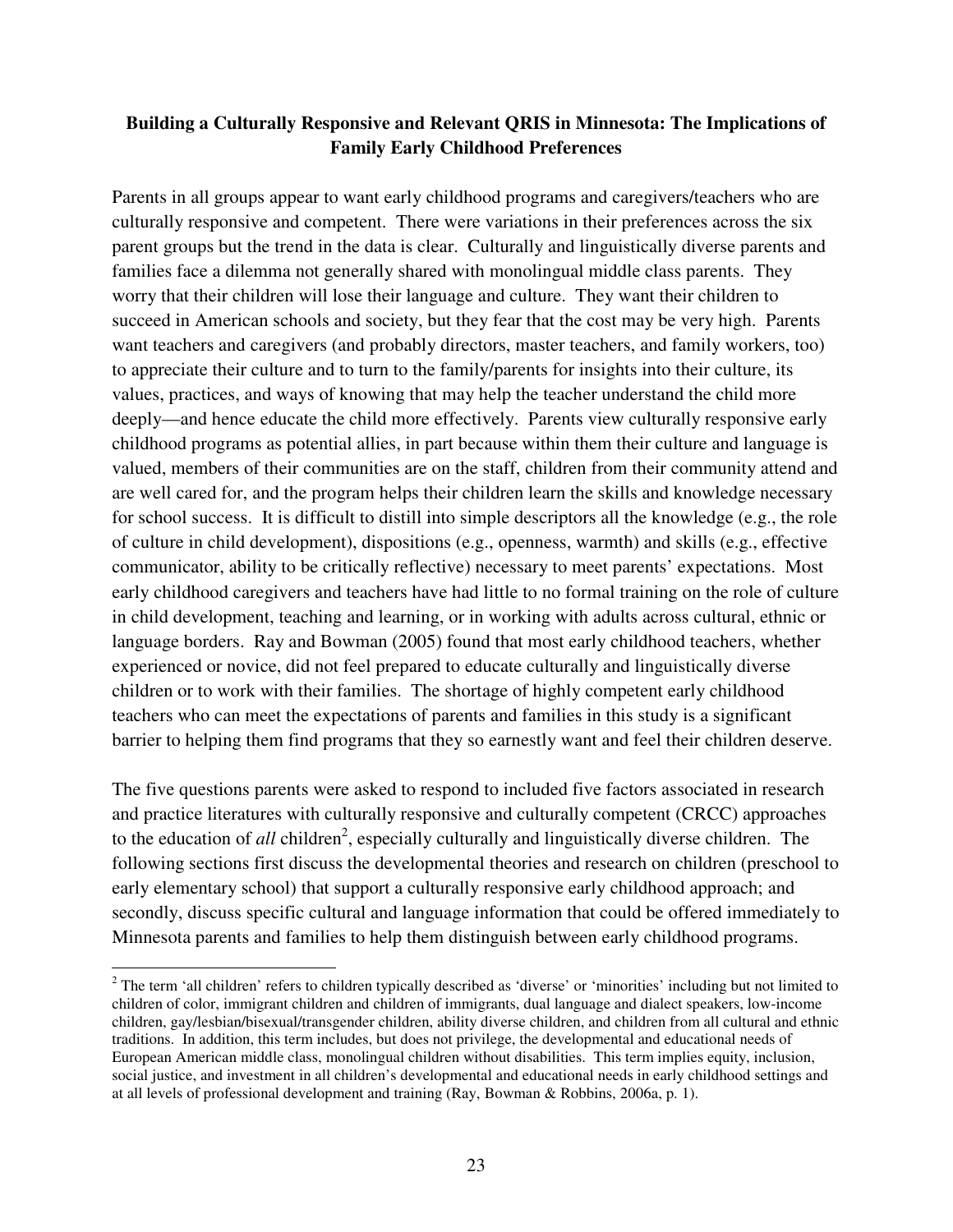**Building a Culturally Responsive and Relevant QRIS in Minnesota: The Implications of Family Early Childhood Preferences**

Parents in all groups appear to want early childhood programs and caregivers/teachers who are culturally responsive and competent. There were variations in their preferences across the six parent groups but the trend in the data is clear. Culturally and linguistically diverse parents and families face a dilemma not generally shared with monolingual middle class parents. They worry that their children will lose their language and culture. They want their children to succeed in American schools and society, but they fear that the cost may be very high. Parents want teachers and caregivers (and probably directors, master teachers, and family workers, too) to appreciate their culture and to turn to the family/parents for insights into their culture, its values, practices, and ways of knowing that may help the teacher understand the child more deeply—and hence educate the child more effectively. Parents view culturally responsive early childhood programs as potential allies, in part because within them their culture and language is valued, members of their communities are on the staff, children from their community attend and are well cared for, and the program helps their children learn the skills and knowledge necessary for school success. It is difficult to distill into simple descriptors all the knowledge (e.g., the role of culture in child development), dispositions (e.g., openness, warmth) and skills (e.g., effective communicator, ability to be critically reflective) necessary to meet parents' expectations. Most early childhood caregivers and teachers have had little to no formal training on the role of culture in child development, teaching and learning, or in working with adults across cultural, ethnic or language borders. Ray and Bowman (2005) found that most early childhood teachers, whether experienced or novice, did not feel prepared to educate culturally and linguistically diverse children or to work with their families. The shortage of highly competent early childhood teachers who can meet the expectations of parents and families in this study is a significant barrier to helping them find programs that they so earnestly want and feel their children deserve.

The five questions parents were asked to respond to included five factors associated in research and practice literatures with culturally responsive and culturally competent (CRCC) approaches to the education of *all* children[2], especially culturally and linguistically diverse children. The following sections first discuss the developmental theories and research on children (preschool to early elementary school) that support a culturally responsive early childhood approach; and secondly, discuss specific cultural and language information that could be offered immediately to Minnesota parents and families to help them distinguish between early childhood programs.

[2] The term 'all children' refers to children typically described as 'diverse' or 'minorities' including but not limited to children of color, immigrant children and children of immigrants, dual language and dialect speakers, low-income children, gay/lesbian/bisexual/transgender children, ability diverse children, and children from all cultural and ethnic traditions. In addition, this term includes, but does not privilege, the developmental and educational needs of European American middle class, monolingual children without disabilities. This term implies equity, inclusion, social justice, and investment in all children's developmental and educational needs in early childhood settings and at all levels of professional development and training (Ray, Bowman & Robbins, 2006a, p. 1).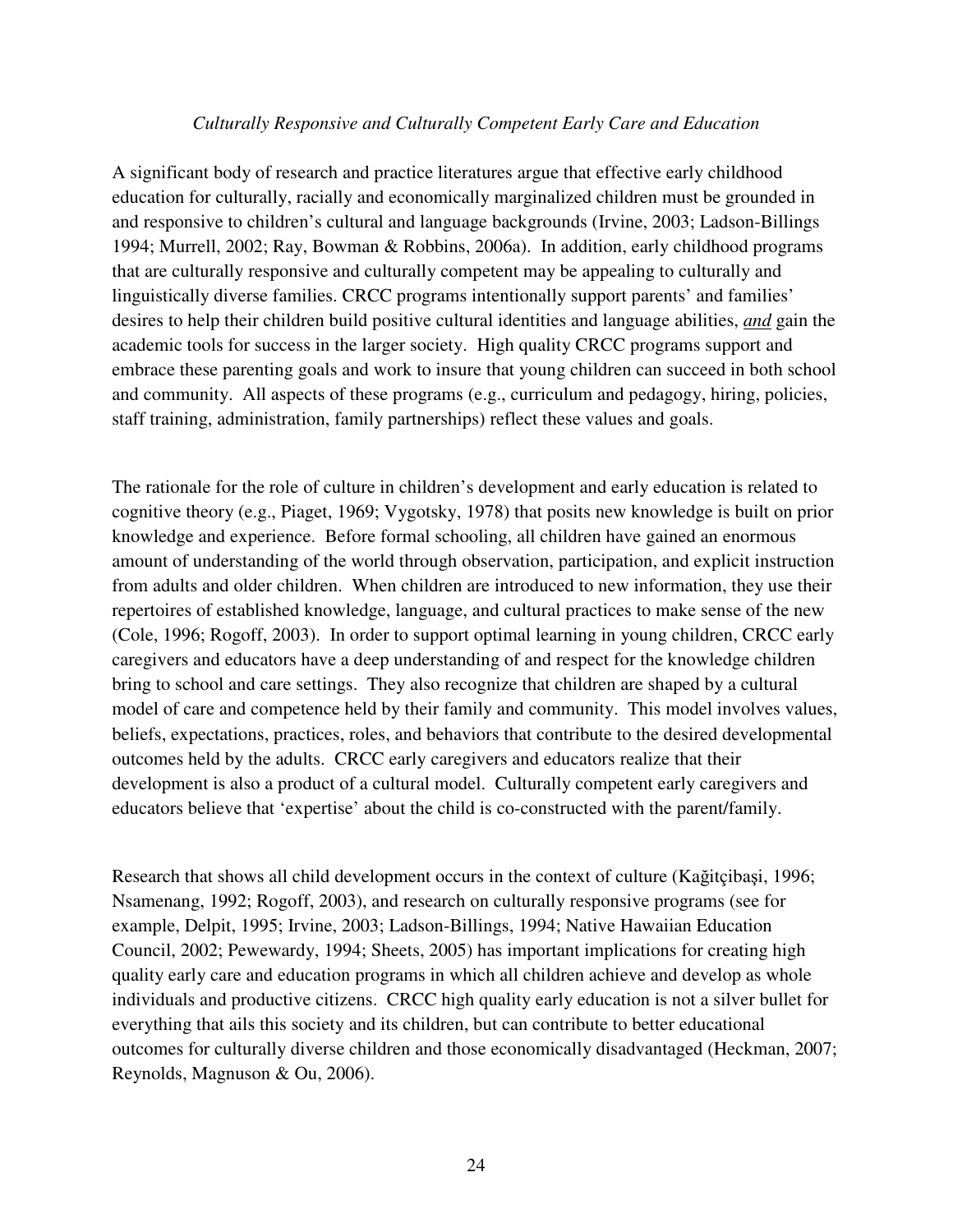*Culturally Responsive and Culturally Competent Early Care and Education*

A significant body of research and practice literatures argue that effective early childhood education for culturally, racially and economically marginalized children must be grounded in and responsive to children's cultural and language backgrounds (Irvine, 2003; Ladson-Billings 1994; Murrell, 2002; Ray, Bowman & Robbins, 2006a). In addition, early childhood programs that are culturally responsive and culturally competent may be appealing to culturally and linguistically diverse families. CRCC programs intentionally support parents' and families' desires to help their children build positive cultural identities and language abilities, ***and*** gain the academic tools for success in the larger society. High quality CRCC programs support and embrace these parenting goals and work to insure that young children can succeed in both school and community. All aspects of these programs (e.g., curriculum and pedagogy, hiring, policies, staff training, administration, family partnerships) reflect these values and goals.

The rationale for the role of culture in children's development and early education is related to cognitive theory (e.g., Piaget, 1969; Vygotsky, 1978) that posits new knowledge is built on prior knowledge and experience. Before formal schooling, all children have gained an enormous amount of understanding of the world through observation, participation, and explicit instruction from adults and older children. When children are introduced to new information, they use their repertoires of established knowledge, language, and cultural practices to make sense of the new (Cole, 1996; Rogoff, 2003). In order to support optimal learning in young children, CRCC early caregivers and educators have a deep understanding of and respect for the knowledge children bring to school and care settings. They also recognize that children are shaped by a cultural model of care and competence held by their family and community. This model involves values, beliefs, expectations, practices, roles, and behaviors that contribute to the desired developmental outcomes held by the adults. CRCC early caregivers and educators realize that their development is also a product of a cultural model. Culturally competent early caregivers and educators believe that 'expertise' about the child is co-constructed with the parent/family.

Research that shows all child development occurs in the context of culture (Kağitçibaşi, 1996; Nsamenang, 1992; Rogoff, 2003), and research on culturally responsive programs (see for example, Delpit, 1995; Irvine, 2003; Ladson-Billings, 1994; Native Hawaiian Education Council, 2002; Pewewardy, 1994; Sheets, 2005) has important implications for creating high quality early care and education programs in which all children achieve and develop as whole individuals and productive citizens. CRCC high quality early education is not a silver bullet for everything that ails this society and its children, but can contribute to better educational outcomes for culturally diverse children and those economically disadvantaged (Heckman, 2007; Reynolds, Magnuson & Ou, 2006).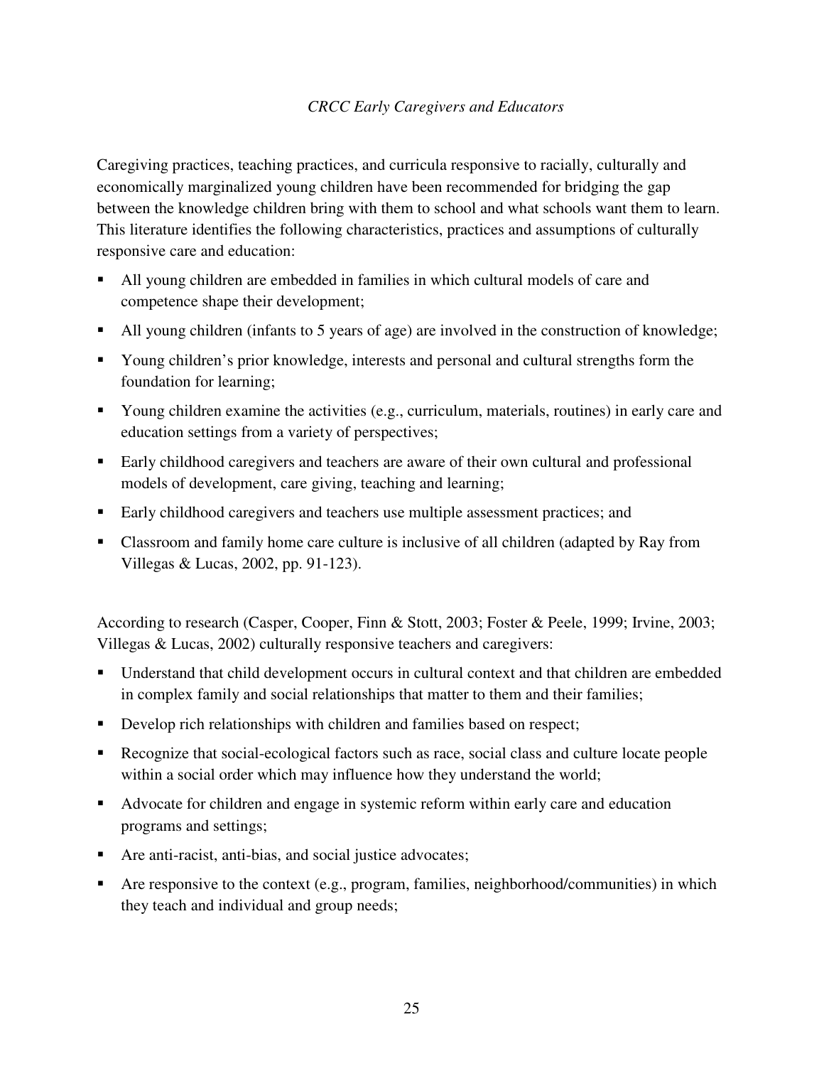*CRCC Early Caregivers and Educators*

Caregiving practices, teaching practices, and curricula responsive to racially, culturally and economically marginalized young children have been recommended for bridging the gap between the knowledge children bring with them to school and what schools want them to learn. This literature identifies the following characteristics, practices and assumptions of culturally responsive care and education:

- All young children are embedded in families in which cultural models of care and competence shape their development;
- All young children (infants to 5 years of age) are involved in the construction of knowledge;
- Young children's prior knowledge, interests and personal and cultural strengths form the foundation for learning;
- Young children examine the activities (e.g., curriculum, materials, routines) in early care and education settings from a variety of perspectives;
- Early childhood caregivers and teachers are aware of their own cultural and professional models of development, care giving, teaching and learning;
- Early childhood caregivers and teachers use multiple assessment practices; and
- Classroom and family home care culture is inclusive of all children (adapted by Ray from Villegas & Lucas, 2002, pp. 91-123).

According to research (Casper, Cooper, Finn & Stott, 2003; Foster & Peele, 1999; Irvine, 2003; Villegas & Lucas, 2002) culturally responsive teachers and caregivers:

- Understand that child development occurs in cultural context and that children are embedded in complex family and social relationships that matter to them and their families;
- Develop rich relationships with children and families based on respect;
- Recognize that social-ecological factors such as race, social class and culture locate people within a social order which may influence how they understand the world;
- Advocate for children and engage in systemic reform within early care and education programs and settings;
- Are anti-racist, anti-bias, and social justice advocates;
- Are responsive to the context (e.g., program, families, neighborhood/communities) in which they teach and individual and group needs;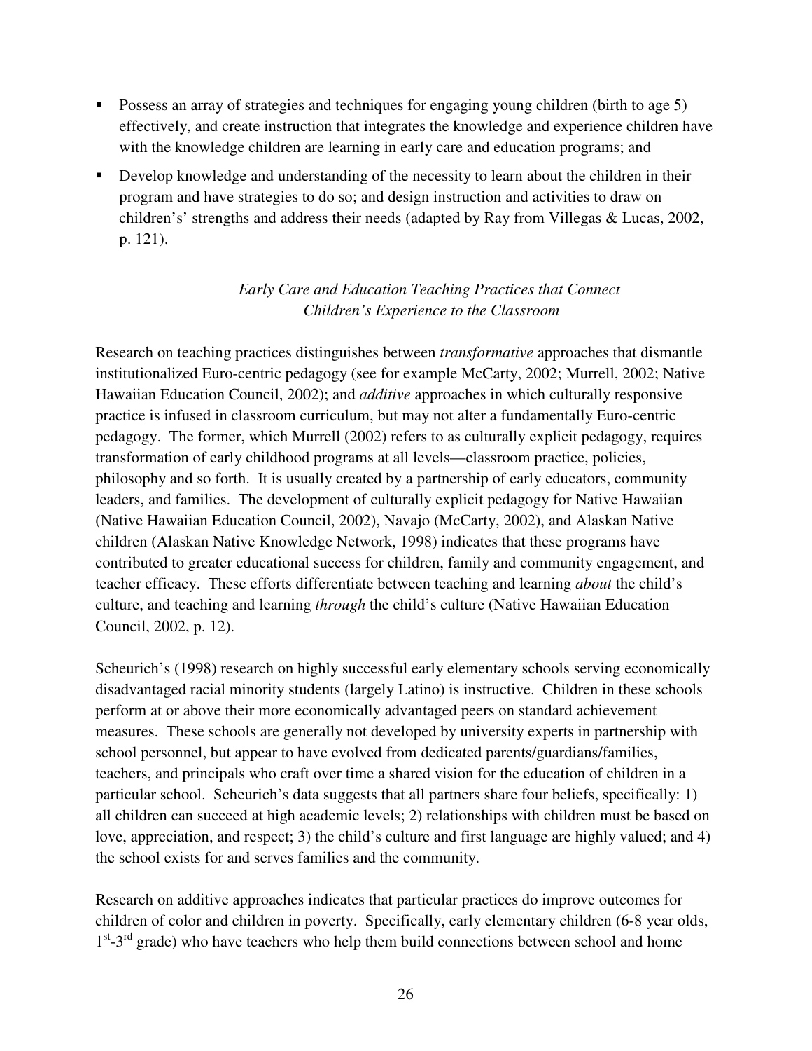- Possess an array of strategies and techniques for engaging young children (birth to age 5) effectively, and create instruction that integrates the knowledge and experience children have with the knowledge children are learning in early care and education programs; and
- Develop knowledge and understanding of the necessity to learn about the children in their program and have strategies to do so; and design instruction and activities to draw on children's' strengths and address their needs (adapted by Ray from Villegas & Lucas, 2002, p. 121).

### *Early Care and Education Teaching Practices that Connect Children's Experience to the Classroom*

Research on teaching practices distinguishes between *transformative* approaches that dismantle institutionalized Euro-centric pedagogy (see for example McCarty, 2002; Murrell, 2002; Native Hawaiian Education Council, 2002); and *additive* approaches in which culturally responsive practice is infused in classroom curriculum, but may not alter a fundamentally Euro-centric pedagogy. The former, which Murrell (2002) refers to as culturally explicit pedagogy, requires transformation of early childhood programs at all levels—classroom practice, policies, philosophy and so forth. It is usually created by a partnership of early educators, community leaders, and families. The development of culturally explicit pedagogy for Native Hawaiian (Native Hawaiian Education Council, 2002), Navajo (McCarty, 2002), and Alaskan Native children (Alaskan Native Knowledge Network, 1998) indicates that these programs have contributed to greater educational success for children, family and community engagement, and teacher efficacy. These efforts differentiate between teaching and learning *about* the child's culture, and teaching and learning *through* the child's culture (Native Hawaiian Education Council, 2002, p. 12).

Scheurich's (1998) research on highly successful early elementary schools serving economically disadvantaged racial minority students (largely Latino) is instructive. Children in these schools perform at or above their more economically advantaged peers on standard achievement measures. These schools are generally not developed by university experts in partnership with school personnel, but appear to have evolved from dedicated parents/guardians/families, teachers, and principals who craft over time a shared vision for the education of children in a particular school. Scheurich's data suggests that all partners share four beliefs, specifically: 1) all children can succeed at high academic levels; 2) relationships with children must be based on love, appreciation, and respect; 3) the child's culture and first language are highly valued; and 4) the school exists for and serves families and the community.

Research on additive approaches indicates that particular practices do improve outcomes for children of color and children in poverty. Specifically, early elementary children (6-8 year olds, 1st-3rd grade) who have teachers who help them build connections between school and home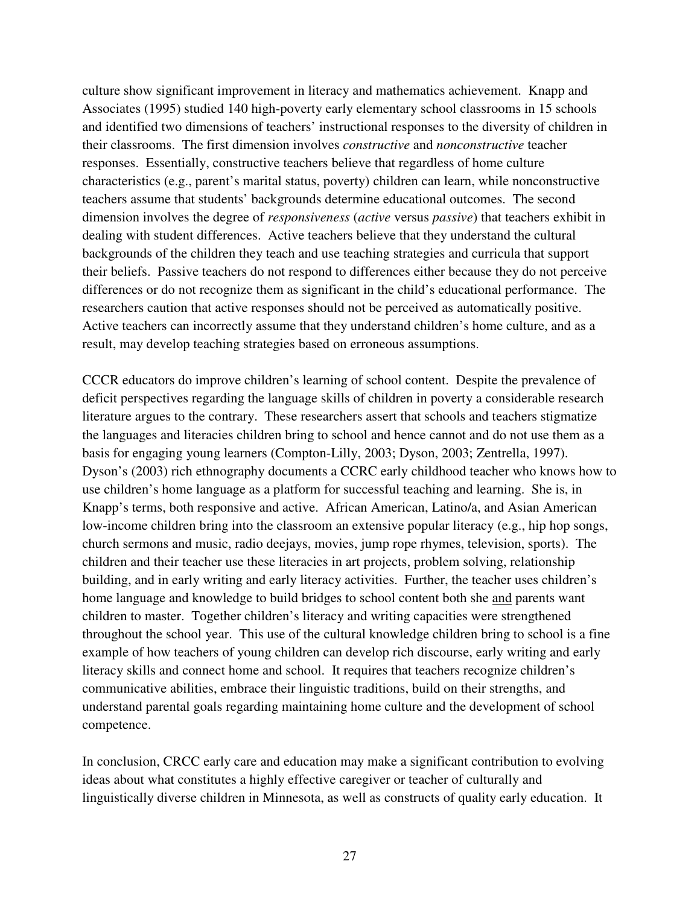culture show significant improvement in literacy and mathematics achievement. Knapp and Associates (1995) studied 140 high-poverty early elementary school classrooms in 15 schools and identified two dimensions of teachers' instructional responses to the diversity of children in their classrooms. The first dimension involves *constructive* and *nonconstructive* teacher responses. Essentially, constructive teachers believe that regardless of home culture characteristics (e.g., parent's marital status, poverty) children can learn, while nonconstructive teachers assume that students' backgrounds determine educational outcomes. The second dimension involves the degree of *responsiveness* (*active* versus *passive*) that teachers exhibit in dealing with student differences. Active teachers believe that they understand the cultural backgrounds of the children they teach and use teaching strategies and curricula that support their beliefs. Passive teachers do not respond to differences either because they do not perceive differences or do not recognize them as significant in the child's educational performance. The researchers caution that active responses should not be perceived as automatically positive. Active teachers can incorrectly assume that they understand children's home culture, and as a result, may develop teaching strategies based on erroneous assumptions.

CCCR educators do improve children's learning of school content. Despite the prevalence of deficit perspectives regarding the language skills of children in poverty a considerable research literature argues to the contrary. These researchers assert that schools and teachers stigmatize the languages and literacies children bring to school and hence cannot and do not use them as a basis for engaging young learners (Compton-Lilly, 2003; Dyson, 2003; Zentrella, 1997). Dyson's (2003) rich ethnography documents a CCRC early childhood teacher who knows how to use children's home language as a platform for successful teaching and learning. She is, in Knapp's terms, both responsive and active. African American, Latino/a, and Asian American low-income children bring into the classroom an extensive popular literacy (e.g., hip hop songs, church sermons and music, radio deejays, movies, jump rope rhymes, television, sports). The children and their teacher use these literacies in art projects, problem solving, relationship building, and in early writing and early literacy activities. Further, the teacher uses children's home language and knowledge to build bridges to school content both she <u>and</u> parents want children to master. Together children's literacy and writing capacities were strengthened throughout the school year. This use of the cultural knowledge children bring to school is a fine example of how teachers of young children can develop rich discourse, early writing and early literacy skills and connect home and school. It requires that teachers recognize children's communicative abilities, embrace their linguistic traditions, build on their strengths, and understand parental goals regarding maintaining home culture and the development of school competence.

In conclusion, CRCC early care and education may make a significant contribution to evolving ideas about what constitutes a highly effective caregiver or teacher of culturally and linguistically diverse children in Minnesota, as well as constructs of quality early education. It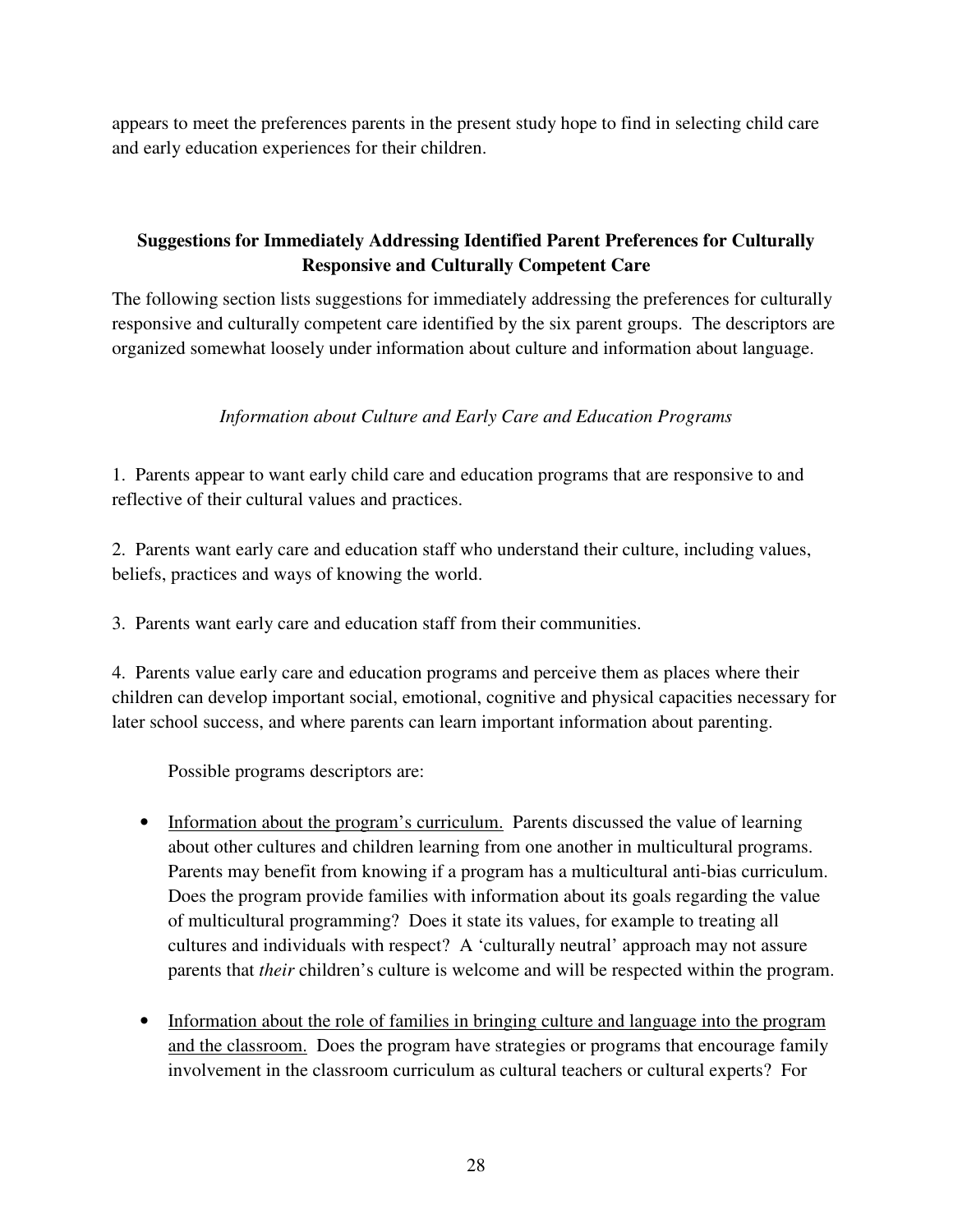appears to meet the preferences parents in the present study hope to find in selecting child care and early education experiences for their children.

## Suggestions for Immediately Addressing Identified Parent Preferences for Culturally Responsive and Culturally Competent Care

The following section lists suggestions for immediately addressing the preferences for culturally responsive and culturally competent care identified by the six parent groups. The descriptors are organized somewhat loosely under information about culture and information about language.

### *Information about Culture and Early Care and Education Programs*

1. Parents appear to want early child care and education programs that are responsive to and reflective of their cultural values and practices.

2. Parents want early care and education staff who understand their culture, including values, beliefs, practices and ways of knowing the world.

3. Parents want early care and education staff from their communities.

4. Parents value early care and education programs and perceive them as places where their children can develop important social, emotional, cognitive and physical capacities necessary for later school success, and where parents can learn important information about parenting.

Possible programs descriptors are:

- <u>Information about the program's curriculum.</u> Parents discussed the value of learning about other cultures and children learning from one another in multicultural programs. Parents may benefit from knowing if a program has a multicultural anti-bias curriculum. Does the program provide families with information about its goals regarding the value of multicultural programming? Does it state its values, for example to treating all cultures and individuals with respect? A 'culturally neutral' approach may not assure parents that *their* children's culture is welcome and will be respected within the program.

- <u>Information about the role of families in bringing culture and language into the program and the classroom.</u> Does the program have strategies or programs that encourage family involvement in the classroom curriculum as cultural teachers or cultural experts? For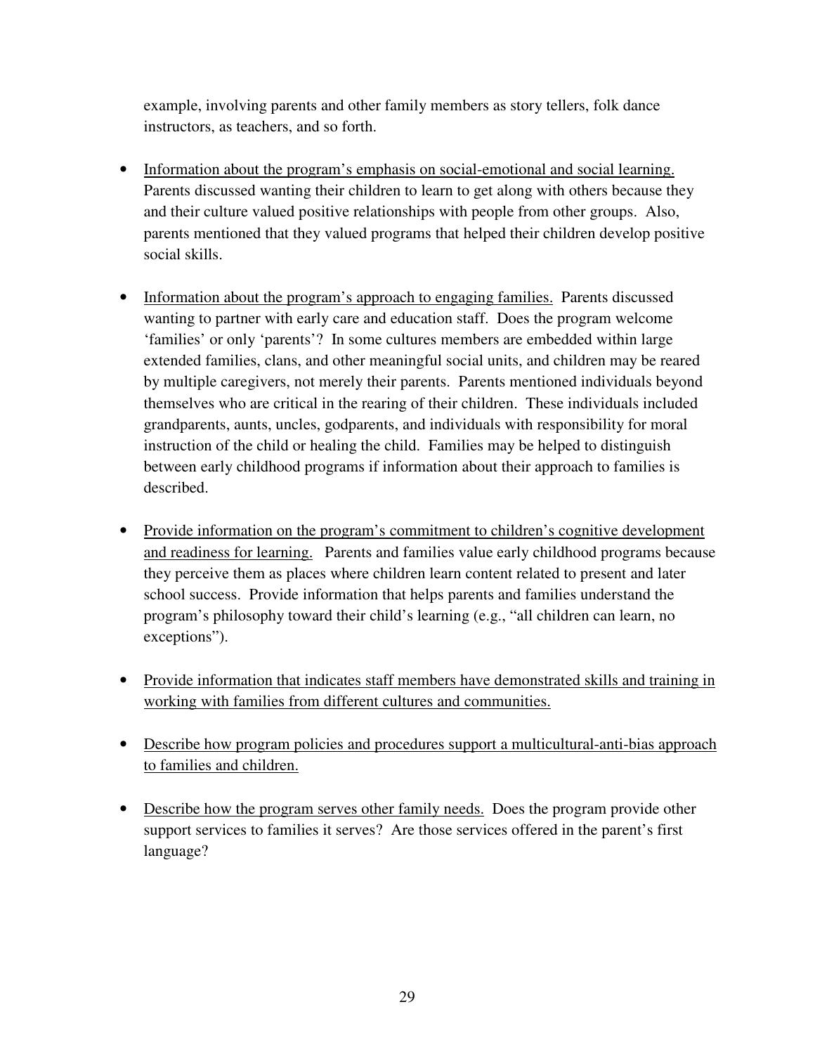example, involving parents and other family members as story tellers, folk dance instructors, as teachers, and so forth.

- Information about the program's emphasis on social-emotional and social learning. Parents discussed wanting their children to learn to get along with others because they and their culture valued positive relationships with people from other groups. Also, parents mentioned that they valued programs that helped their children develop positive social skills.

- Information about the program's approach to engaging families. Parents discussed wanting to partner with early care and education staff. Does the program welcome 'families' or only 'parents'? In some cultures members are embedded within large extended families, clans, and other meaningful social units, and children may be reared by multiple caregivers, not merely their parents. Parents mentioned individuals beyond themselves who are critical in the rearing of their children. These individuals included grandparents, aunts, uncles, godparents, and individuals with responsibility for moral instruction of the child or healing the child. Families may be helped to distinguish between early childhood programs if information about their approach to families is described.

- Provide information on the program's commitment to children's cognitive development and readiness for learning. Parents and families value early childhood programs because they perceive them as places where children learn content related to present and later school success. Provide information that helps parents and families understand the program's philosophy toward their child's learning (e.g., "all children can learn, no exceptions").

- Provide information that indicates staff members have demonstrated skills and training in working with families from different cultures and communities.

- Describe how program policies and procedures support a multicultural-anti-bias approach to families and children.

- Describe how the program serves other family needs. Does the program provide other support services to families it serves? Are those services offered in the parent's first language?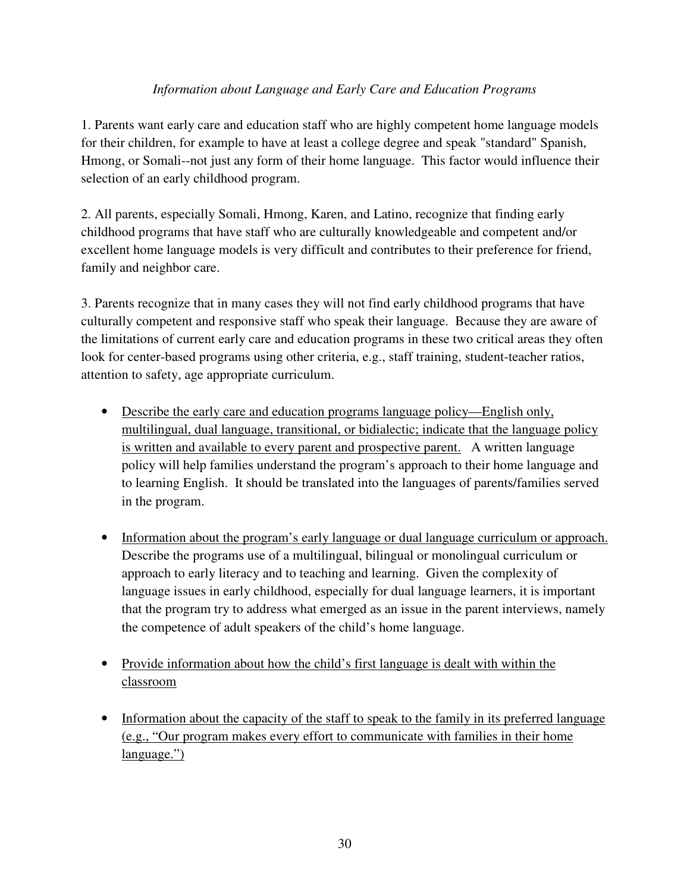*Information about Language and Early Care and Education Programs*

1. Parents want early care and education staff who are highly competent home language models for their children, for example to have at least a college degree and speak "standard" Spanish, Hmong, or Somali--not just any form of their home language. This factor would influence their selection of an early childhood program.

2. All parents, especially Somali, Hmong, Karen, and Latino, recognize that finding early childhood programs that have staff who are culturally knowledgeable and competent and/or excellent home language models is very difficult and contributes to their preference for friend, family and neighbor care.

3. Parents recognize that in many cases they will not find early childhood programs that have culturally competent and responsive staff who speak their language. Because they are aware of the limitations of current early care and education programs in these two critical areas they often look for center-based programs using other criteria, e.g., staff training, student-teacher ratios, attention to safety, age appropriate curriculum.

- <u>Describe the early care and education programs language policy—English only, multilingual, dual language, transitional, or bidialectic; indicate that the language policy is written and available to every parent and prospective parent.</u> A written language policy will help families understand the program's approach to their home language and to learning English. It should be translated into the languages of parents/families served in the program.

- <u>Information about the program's early language or dual language curriculum or approach.</u> Describe the programs use of a multilingual, bilingual or monolingual curriculum or approach to early literacy and to teaching and learning. Given the complexity of language issues in early childhood, especially for dual language learners, it is important that the program try to address what emerged as an issue in the parent interviews, namely the competence of adult speakers of the child's home language.

- <u>Provide information about how the child's first language is dealt with within the classroom</u>

- <u>Information about the capacity of the staff to speak to the family in its preferred language (e.g., "Our program makes every effort to communicate with families in their home language.")</u>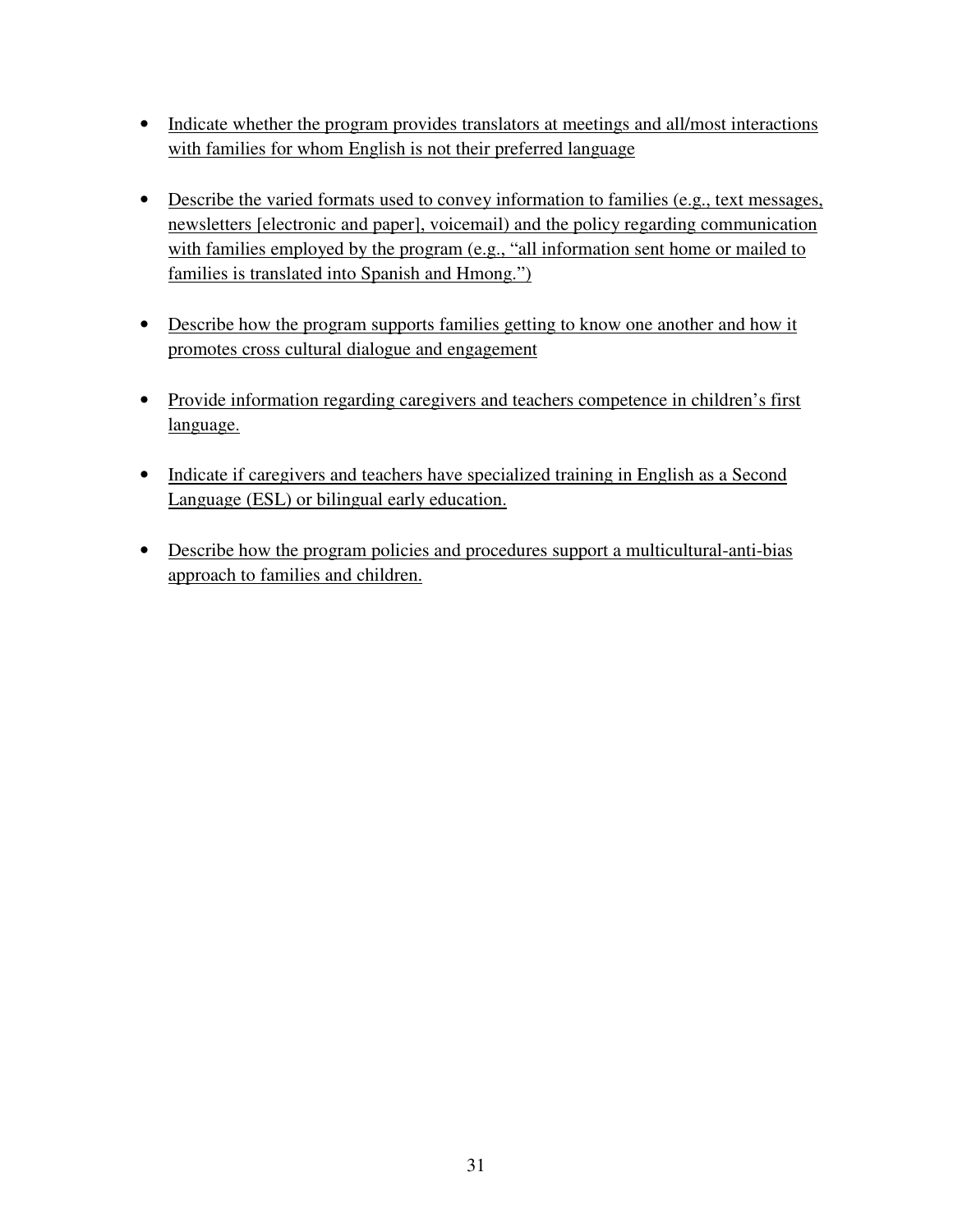- Indicate whether the program provides translators at meetings and all/most interactions with families for whom English is not their preferred language

- Describe the varied formats used to convey information to families (e.g., text messages, newsletters [electronic and paper], voicemail) and the policy regarding communication with families employed by the program (e.g., "all information sent home or mailed to families is translated into Spanish and Hmong.")

- Describe how the program supports families getting to know one another and how it promotes cross cultural dialogue and engagement

- Provide information regarding caregivers and teachers competence in children's first language.

- Indicate if caregivers and teachers have specialized training in English as a Second Language (ESL) or bilingual early education.

- Describe how the program policies and procedures support a multicultural-anti-bias approach to families and children.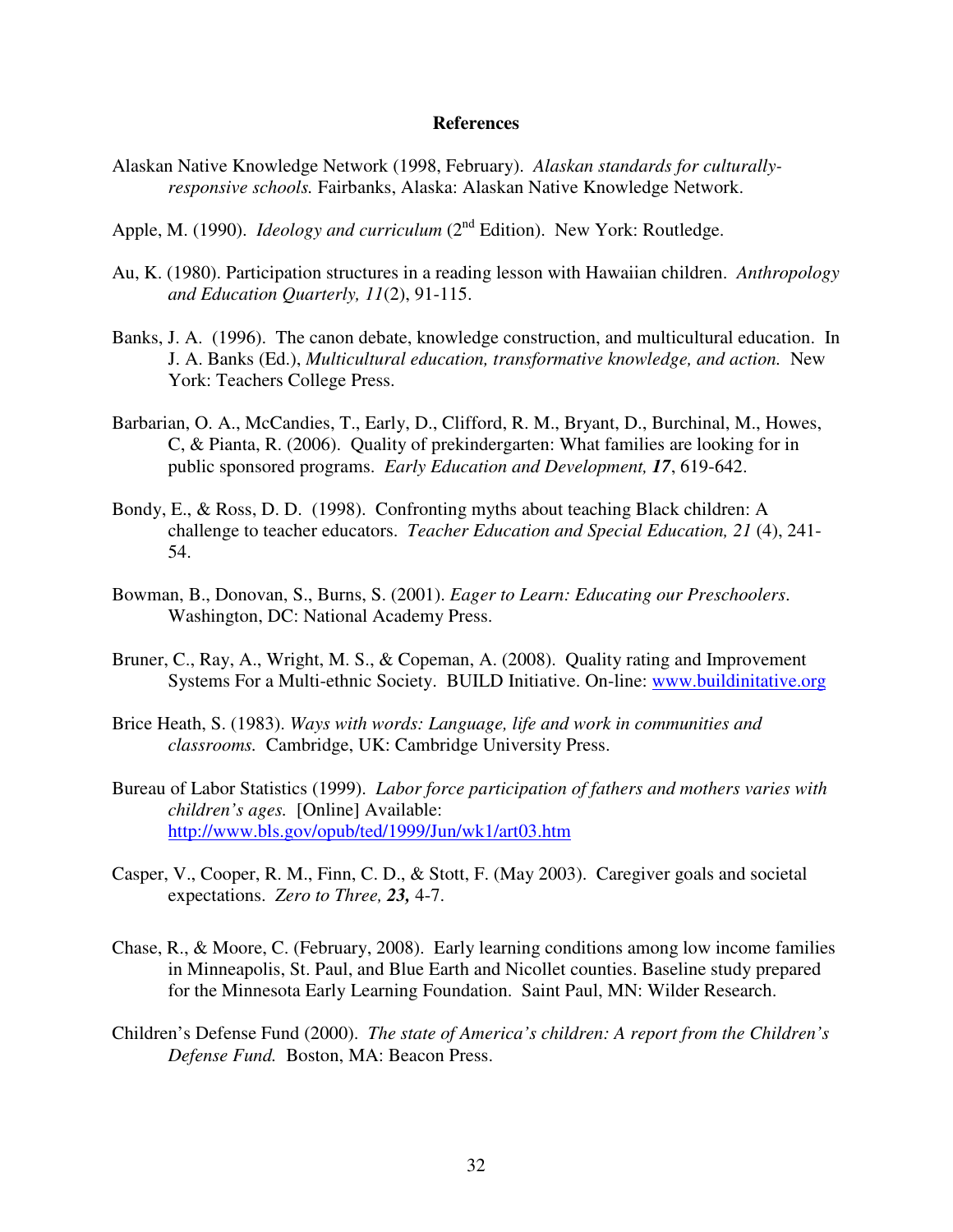# References

Alaskan Native Knowledge Network (1998, February). *Alaskan standards for culturally-responsive schools.* Fairbanks, Alaska: Alaskan Native Knowledge Network.

Apple, M. (1990). *Ideology and curriculum* (2nd Edition). New York: Routledge.

Au, K. (1980). Participation structures in a reading lesson with Hawaiian children. *Anthropology and Education Quarterly, 11*(2), 91-115.

Banks, J. A. (1996). The canon debate, knowledge construction, and multicultural education. In J. A. Banks (Ed.), *Multicultural education, transformative knowledge, and action.* New York: Teachers College Press.

Barbarian, O. A., McCandies, T., Early, D., Clifford, R. M., Bryant, D., Burchinal, M., Howes, C, & Pianta, R. (2006). Quality of prekindergarten: What families are looking for in public sponsored programs. *Early Education and Development, **17***, 619-642.

Bondy, E., & Ross, D. D. (1998). Confronting myths about teaching Black children: A challenge to teacher educators. *Teacher Education and Special Education, 21* (4), 241-54.

Bowman, B., Donovan, S., Burns, S. (2001). *Eager to Learn: Educating our Preschoolers*. Washington, DC: National Academy Press.

Bruner, C., Ray, A., Wright, M. S., & Copeman, A. (2008). Quality rating and Improvement Systems For a Multi-ethnic Society. BUILD Initiative. On-line: www.buildinitative.org

Brice Heath, S. (1983). *Ways with words: Language, life and work in communities and classrooms.* Cambridge, UK: Cambridge University Press.

Bureau of Labor Statistics (1999). *Labor force participation of fathers and mothers varies with children's ages.* [Online] Available: http://www.bls.gov/opub/ted/1999/Jun/wk1/art03.htm

Casper, V., Cooper, R. M., Finn, C. D., & Stott, F. (May 2003). Caregiver goals and societal expectations. *Zero to Three, **23,*** 4-7.

Chase, R., & Moore, C. (February, 2008). Early learning conditions among low income families in Minneapolis, St. Paul, and Blue Earth and Nicollet counties. Baseline study prepared for the Minnesota Early Learning Foundation. Saint Paul, MN: Wilder Research.

Children's Defense Fund (2000). *The state of America's children: A report from the Children's Defense Fund.* Boston, MA: Beacon Press.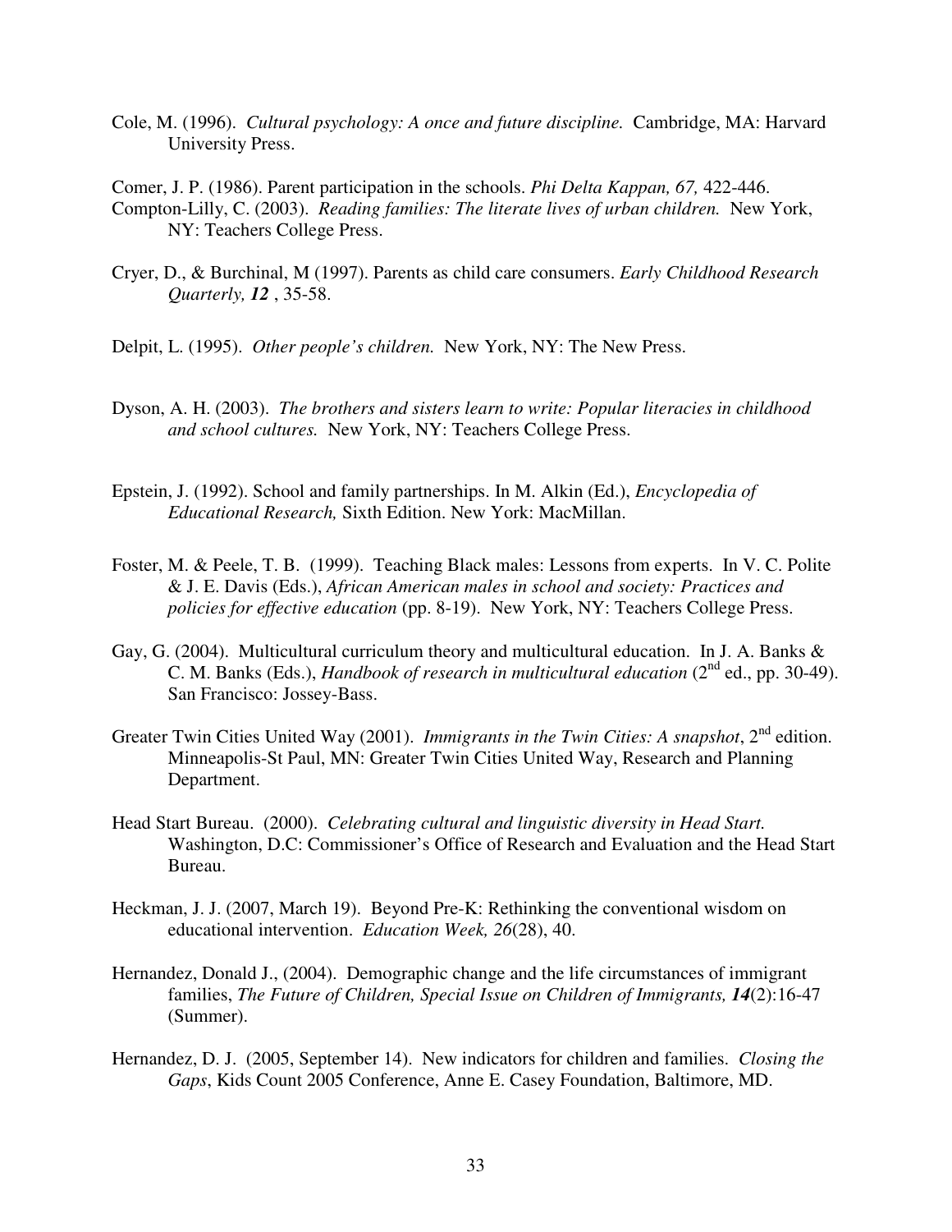Cole, M. (1996). *Cultural psychology: A once and future discipline.* Cambridge, MA: Harvard University Press.

Comer, J. P. (1986). Parent participation in the schools. *Phi Delta Kappan, 67,* 422-446.

Compton-Lilly, C. (2003). *Reading families: The literate lives of urban children.* New York, NY: Teachers College Press.

Cryer, D., & Burchinal, M (1997). Parents as child care consumers. *Early Childhood Research Quarterly,* ***12*** , 35-58.

Delpit, L. (1995). *Other people's children.* New York, NY: The New Press.

Dyson, A. H. (2003). *The brothers and sisters learn to write: Popular literacies in childhood and school cultures.* New York, NY: Teachers College Press.

Epstein, J. (1992). School and family partnerships. In M. Alkin (Ed.), *Encyclopedia of Educational Research,* Sixth Edition. New York: MacMillan.

Foster, M. & Peele, T. B. (1999). Teaching Black males: Lessons from experts. In V. C. Polite & J. E. Davis (Eds.), *African American males in school and society: Practices and policies for effective education* (pp. 8-19). New York, NY: Teachers College Press.

Gay, G. (2004). Multicultural curriculum theory and multicultural education. In J. A. Banks & C. M. Banks (Eds.), *Handbook of research in multicultural education* (2nd ed., pp. 30-49). San Francisco: Jossey-Bass.

Greater Twin Cities United Way (2001). *Immigrants in the Twin Cities: A snapshot*, 2nd edition. Minneapolis-St Paul, MN: Greater Twin Cities United Way, Research and Planning Department.

Head Start Bureau. (2000). *Celebrating cultural and linguistic diversity in Head Start.* Washington, D.C: Commissioner's Office of Research and Evaluation and the Head Start Bureau.

Heckman, J. J. (2007, March 19). Beyond Pre-K: Rethinking the conventional wisdom on educational intervention. *Education Week, 26*(28), 40.

Hernandez, Donald J., (2004). Demographic change and the life circumstances of immigrant families, *The Future of Children, Special Issue on Children of Immigrants,* ***14***(2):16-47 (Summer).

Hernandez, D. J. (2005, September 14). New indicators for children and families. *Closing the Gaps*, Kids Count 2005 Conference, Anne E. Casey Foundation, Baltimore, MD.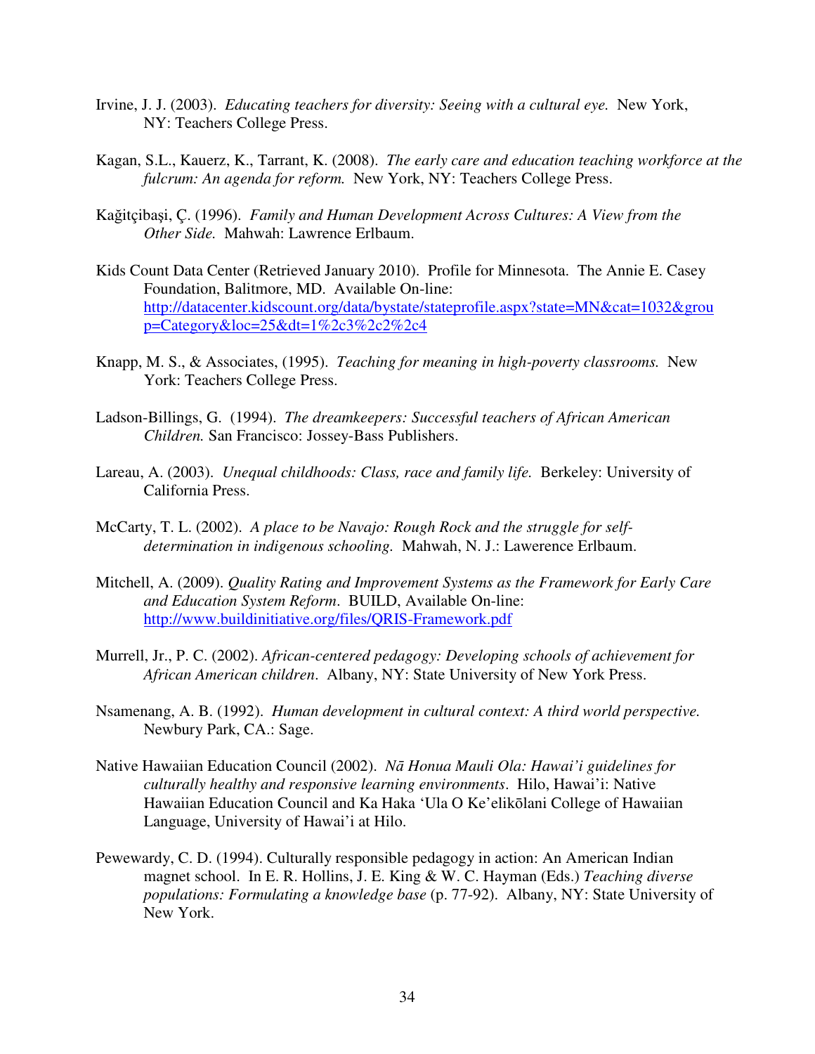Irvine, J. J. (2003). *Educating teachers for diversity: Seeing with a cultural eye.* New York, NY: Teachers College Press.

Kagan, S.L., Kauerz, K., Tarrant, K. (2008). *The early care and education teaching workforce at the fulcrum: An agenda for reform.* New York, NY: Teachers College Press.

Kağitçibaşi, Ç. (1996). *Family and Human Development Across Cultures: A View from the Other Side.* Mahwah: Lawrence Erlbaum.

Kids Count Data Center (Retrieved January 2010). Profile for Minnesota. The Annie E. Casey Foundation, Balitmore, MD. Available On-line: http://datacenter.kidscount.org/data/bystate/stateprofile.aspx?state=MN&cat=1032&group=Category&loc=25&dt=1%2c3%2c2%2c4

Knapp, M. S., & Associates, (1995). *Teaching for meaning in high-poverty classrooms.* New York: Teachers College Press.

Ladson-Billings, G. (1994). *The dreamkeepers: Successful teachers of African American Children.* San Francisco: Jossey-Bass Publishers.

Lareau, A. (2003). *Unequal childhoods: Class, race and family life.* Berkeley: University of California Press.

McCarty, T. L. (2002). *A place to be Navajo: Rough Rock and the struggle for self-determination in indigenous schooling.* Mahwah, N. J.: Lawerence Erlbaum.

Mitchell, A. (2009). *Quality Rating and Improvement Systems as the Framework for Early Care and Education System Reform*. BUILD, Available On-line: http://www.buildinitiative.org/files/QRIS-Framework.pdf

Murrell, Jr., P. C. (2002). *African-centered pedagogy: Developing schools of achievement for African American children*. Albany, NY: State University of New York Press.

Nsamenang, A. B. (1992). *Human development in cultural context: A third world perspective.* Newbury Park, CA.: Sage.

Native Hawaiian Education Council (2002). *Nā Honua Mauli Ola: Hawai'i guidelines for culturally healthy and responsive learning environments*. Hilo, Hawai'i: Native Hawaiian Education Council and Ka Haka 'Ula O Ke'elikōlani College of Hawaiian Language, University of Hawai'i at Hilo.

Pewewardy, C. D. (1994). Culturally responsible pedagogy in action: An American Indian magnet school. In E. R. Hollins, J. E. King & W. C. Hayman (Eds.) *Teaching diverse populations: Formulating a knowledge base* (p. 77-92). Albany, NY: State University of New York.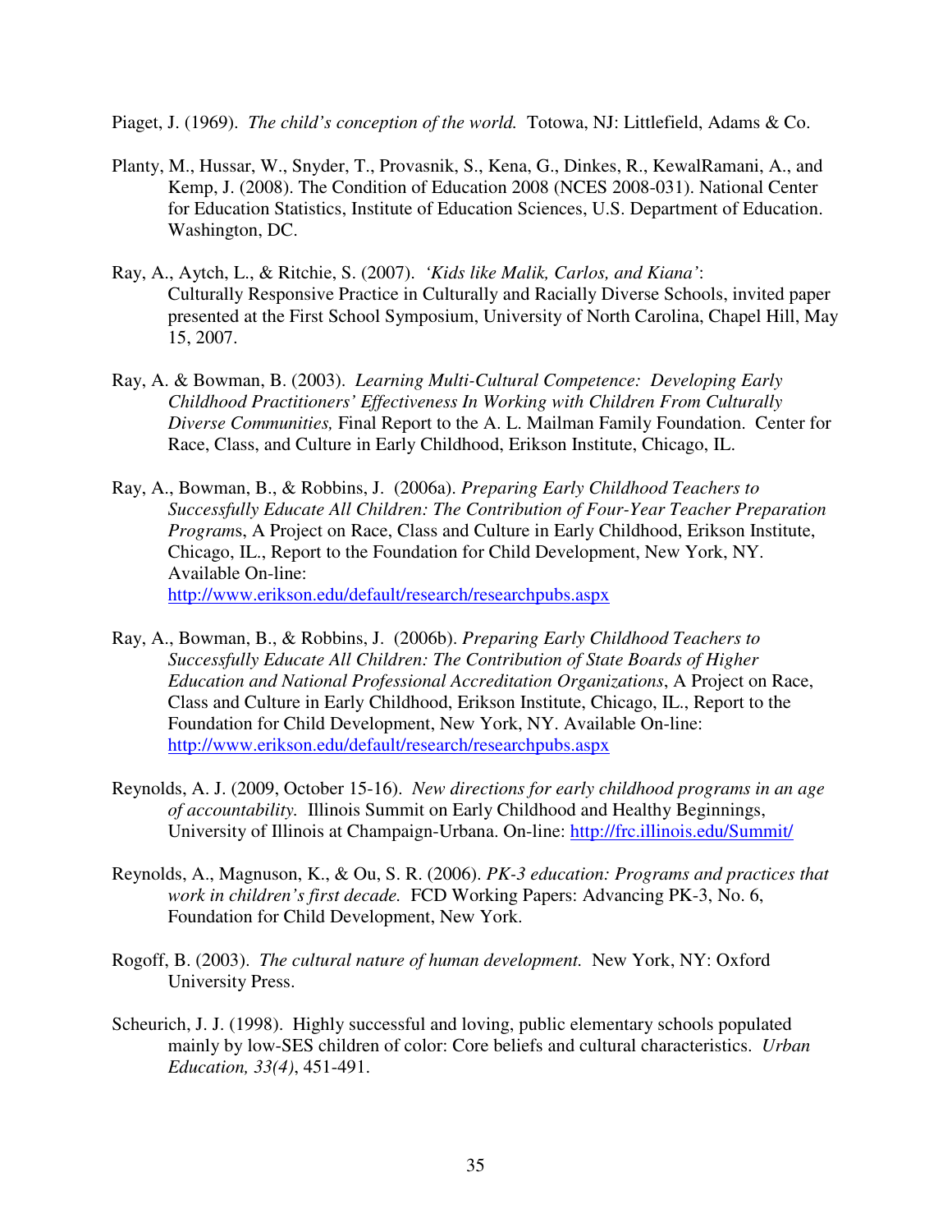Piaget, J. (1969). *The child's conception of the world.* Totowa, NJ: Littlefield, Adams & Co.

Planty, M., Hussar, W., Snyder, T., Provasnik, S., Kena, G., Dinkes, R., KewalRamani, A., and Kemp, J. (2008). The Condition of Education 2008 (NCES 2008-031). National Center for Education Statistics, Institute of Education Sciences, U.S. Department of Education. Washington, DC.

Ray, A., Aytch, L., & Ritchie, S. (2007). *'Kids like Malik, Carlos, and Kiana'*: Culturally Responsive Practice in Culturally and Racially Diverse Schools, invited paper presented at the First School Symposium, University of North Carolina, Chapel Hill, May 15, 2007.

Ray, A. & Bowman, B. (2003). *Learning Multi-Cultural Competence: Developing Early Childhood Practitioners' Effectiveness In Working with Children From Culturally Diverse Communities,* Final Report to the A. L. Mailman Family Foundation. Center for Race, Class, and Culture in Early Childhood, Erikson Institute, Chicago, IL.

Ray, A., Bowman, B., & Robbins, J. (2006a). *Preparing Early Childhood Teachers to Successfully Educate All Children: The Contribution of Four-Year Teacher Preparation Program*s, A Project on Race, Class and Culture in Early Childhood, Erikson Institute, Chicago, IL., Report to the Foundation for Child Development, New York, NY. Available On-line: http://www.erikson.edu/default/research/researchpubs.aspx

Ray, A., Bowman, B., & Robbins, J. (2006b). *Preparing Early Childhood Teachers to Successfully Educate All Children: The Contribution of State Boards of Higher Education and National Professional Accreditation Organizations*, A Project on Race, Class and Culture in Early Childhood, Erikson Institute, Chicago, IL., Report to the Foundation for Child Development, New York, NY. Available On-line: http://www.erikson.edu/default/research/researchpubs.aspx

Reynolds, A. J. (2009, October 15-16). *New directions for early childhood programs in an age of accountability.* Illinois Summit on Early Childhood and Healthy Beginnings, University of Illinois at Champaign-Urbana. On-line: http://frc.illinois.edu/Summit/

Reynolds, A., Magnuson, K., & Ou, S. R. (2006). *PK-3 education: Programs and practices that work in children's first decade.* FCD Working Papers: Advancing PK-3, No. 6, Foundation for Child Development, New York.

Rogoff, B. (2003). *The cultural nature of human development.* New York, NY: Oxford University Press.

Scheurich, J. J. (1998). Highly successful and loving, public elementary schools populated mainly by low-SES children of color: Core beliefs and cultural characteristics. *Urban Education, 33(4)*, 451-491.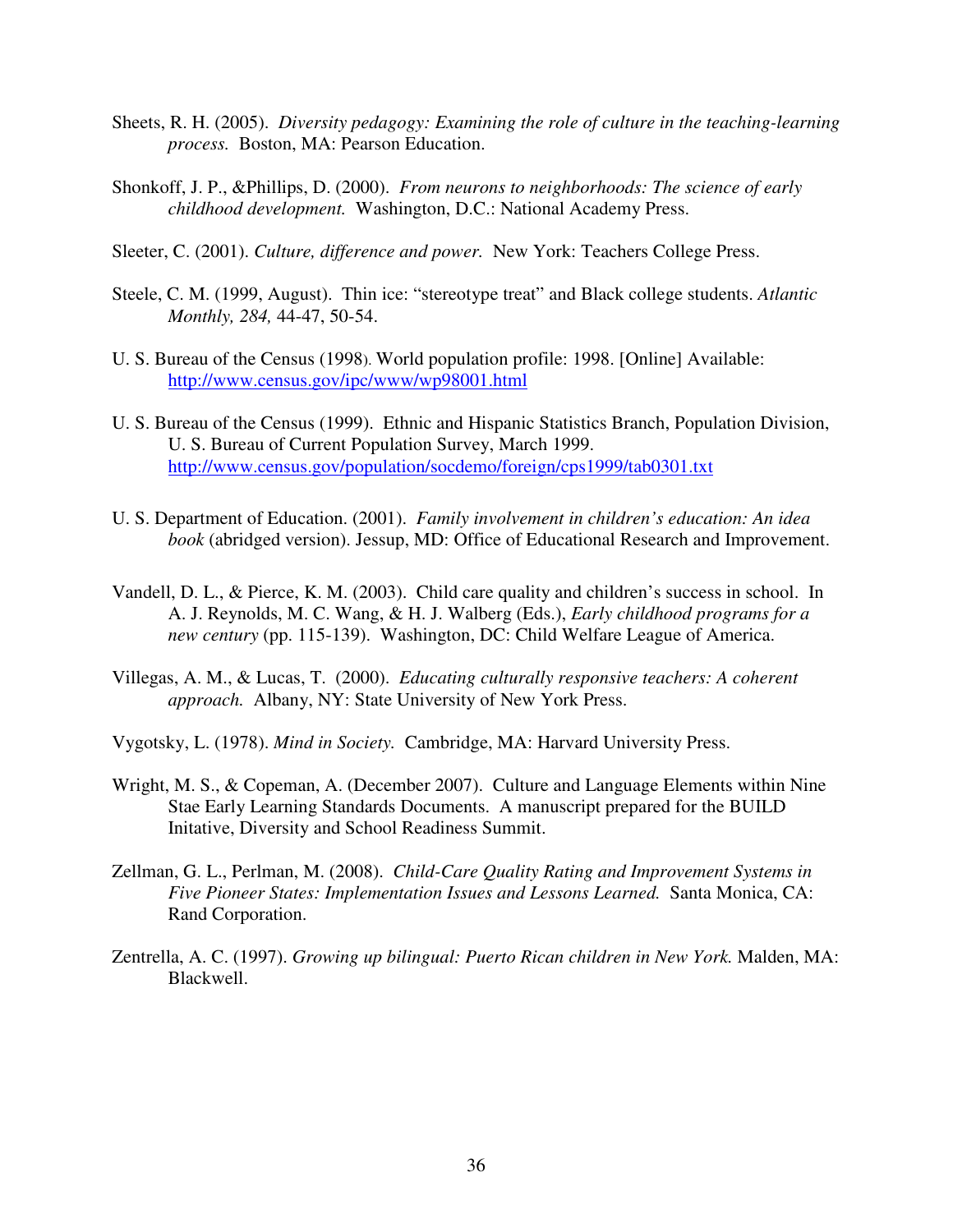Sheets, R. H. (2005). *Diversity pedagogy: Examining the role of culture in the teaching-learning process.* Boston, MA: Pearson Education.

Shonkoff, J. P., &Phillips, D. (2000). *From neurons to neighborhoods: The science of early childhood development.* Washington, D.C.: National Academy Press.

Sleeter, C. (2001). *Culture, difference and power.* New York: Teachers College Press.

Steele, C. M. (1999, August). Thin ice: "stereotype treat" and Black college students. *Atlantic Monthly, 284,* 44-47, 50-54.

U. S. Bureau of the Census (1998). World population profile: 1998. [Online] Available: http://www.census.gov/ipc/www/wp98001.html

U. S. Bureau of the Census (1999). Ethnic and Hispanic Statistics Branch, Population Division, U. S. Bureau of Current Population Survey, March 1999. http://www.census.gov/population/socdemo/foreign/cps1999/tab0301.txt

U. S. Department of Education. (2001). *Family involvement in children's education: An idea book* (abridged version). Jessup, MD: Office of Educational Research and Improvement.

Vandell, D. L., & Pierce, K. M. (2003). Child care quality and children's success in school. In A. J. Reynolds, M. C. Wang, & H. J. Walberg (Eds.), *Early childhood programs for a new century* (pp. 115-139). Washington, DC: Child Welfare League of America.

Villegas, A. M., & Lucas, T. (2000). *Educating culturally responsive teachers: A coherent approach.* Albany, NY: State University of New York Press.

Vygotsky, L. (1978). *Mind in Society.* Cambridge, MA: Harvard University Press.

Wright, M. S., & Copeman, A. (December 2007). Culture and Language Elements within Nine Stae Early Learning Standards Documents. A manuscript prepared for the BUILD Initative, Diversity and School Readiness Summit.

Zellman, G. L., Perlman, M. (2008). *Child-Care Quality Rating and Improvement Systems in Five Pioneer States: Implementation Issues and Lessons Learned.* Santa Monica, CA: Rand Corporation.

Zentrella, A. C. (1997). *Growing up bilingual: Puerto Rican children in New York.* Malden, MA: Blackwell.